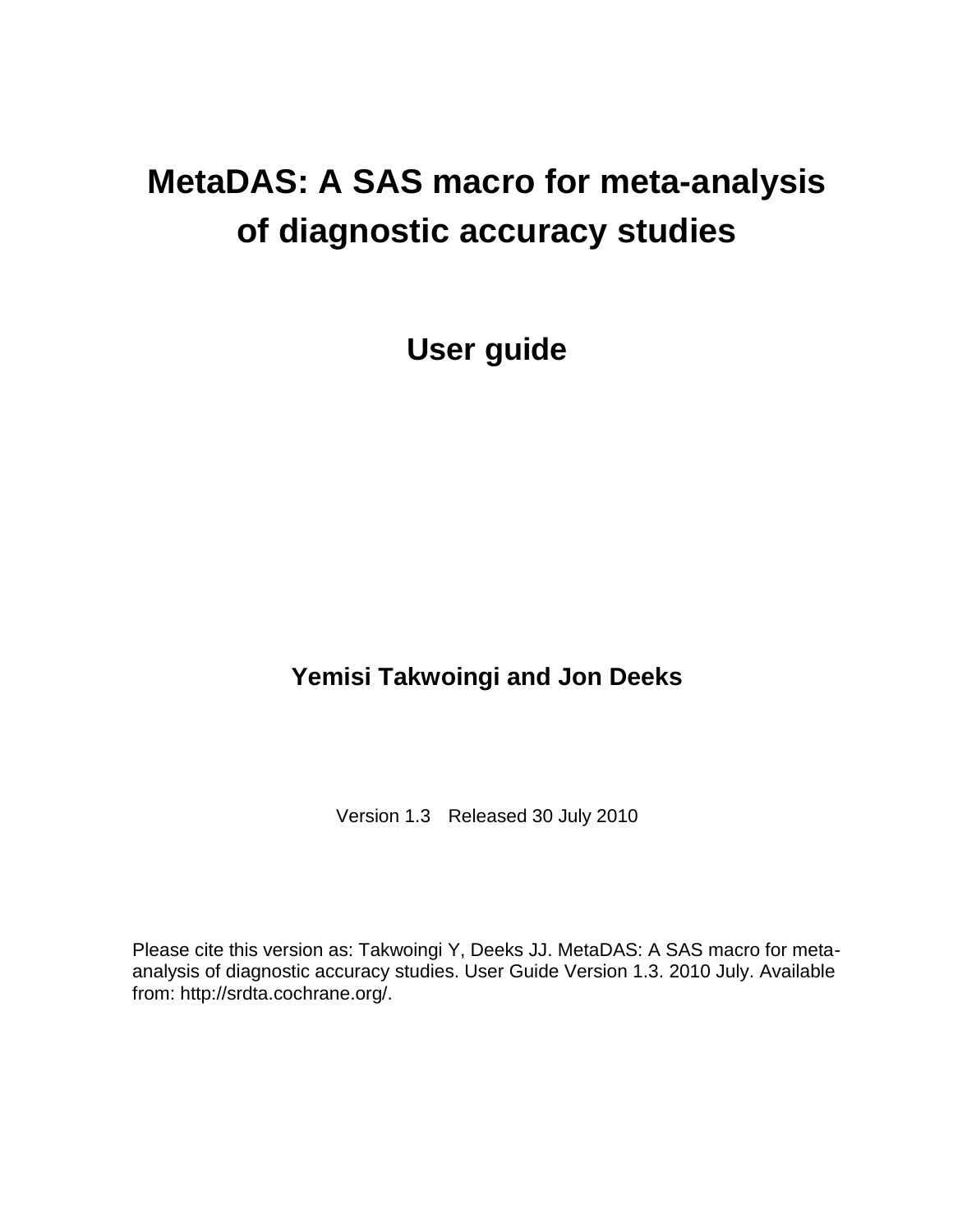# MetaDAS: A SAS macro for meta-analysis of diagnostic accuracy studies

## User guide

**Yemisi Takwoingi and Jon Deeks**

Version 1.3   Released 30 July 2010

Please cite this version as: Takwoingi Y, Deeks JJ. MetaDAS: A SAS macro for meta-analysis of diagnostic accuracy studies. User Guide Version 1.3. 2010 July. Available from: http://srdta.cochrane.org/.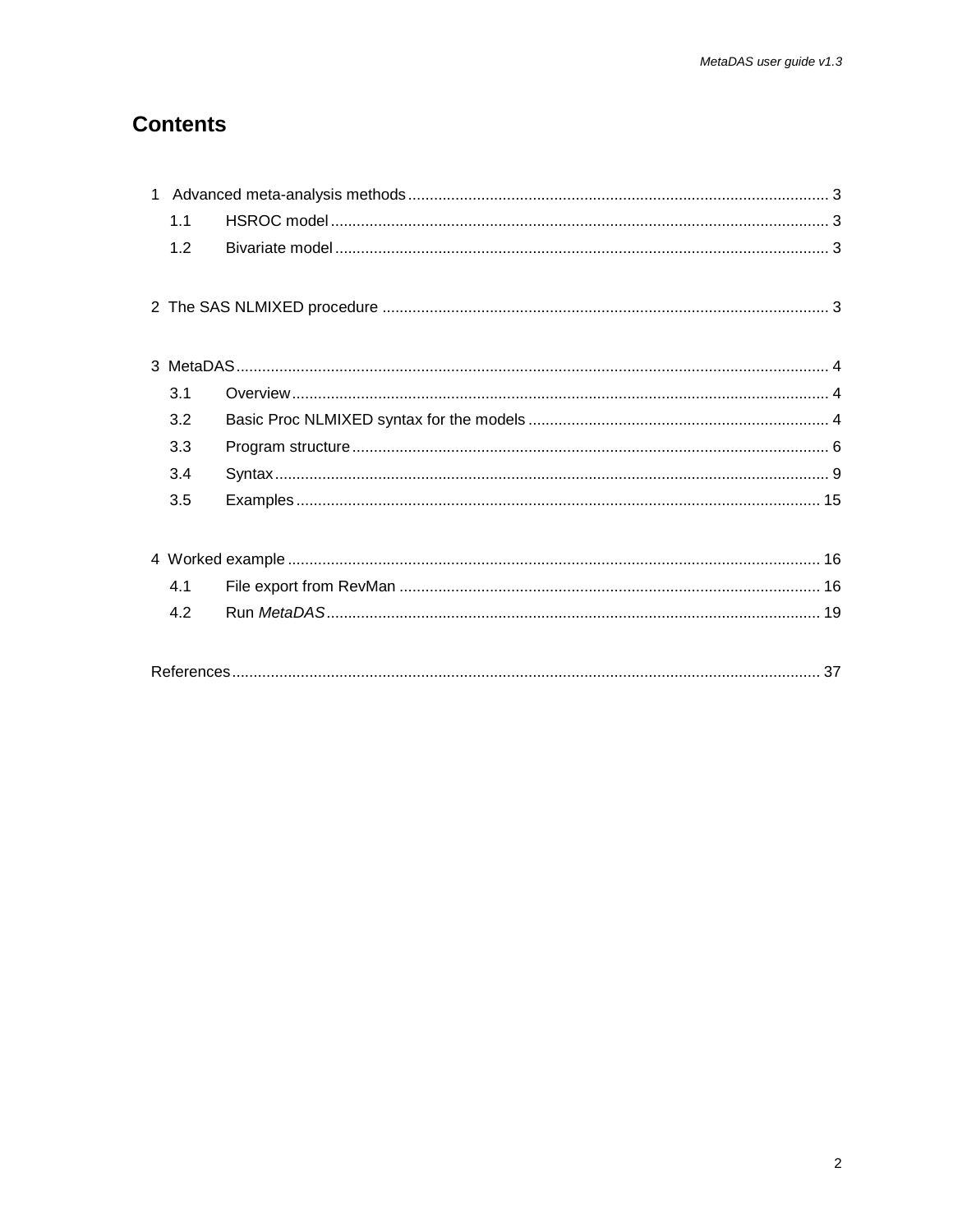# Contents

1 Advanced meta-analysis methods ........................................................................................ 3
  1.1 HSROC model ................................................................................................................ 3
  1.2 Bivariate model ............................................................................................................... 3

2 The SAS NLMIXED procedure ............................................................................................. 3

3 MetaDAS ............................................................................................................................. 4
  3.1 Overview ......................................................................................................................... 4
  3.2 Basic Proc NLMIXED syntax for the models ................................................................... 4
  3.3 Program structure ........................................................................................................... 6
  3.4 Syntax ............................................................................................................................. 9
  3.5 Examples ....................................................................................................................... 15

4 Worked example ................................................................................................................ 16
  4.1 File export from RevMan ............................................................................................... 16
  4.2 Run *MetaDAS* ............................................................................................................. 19

References ............................................................................................................................ 37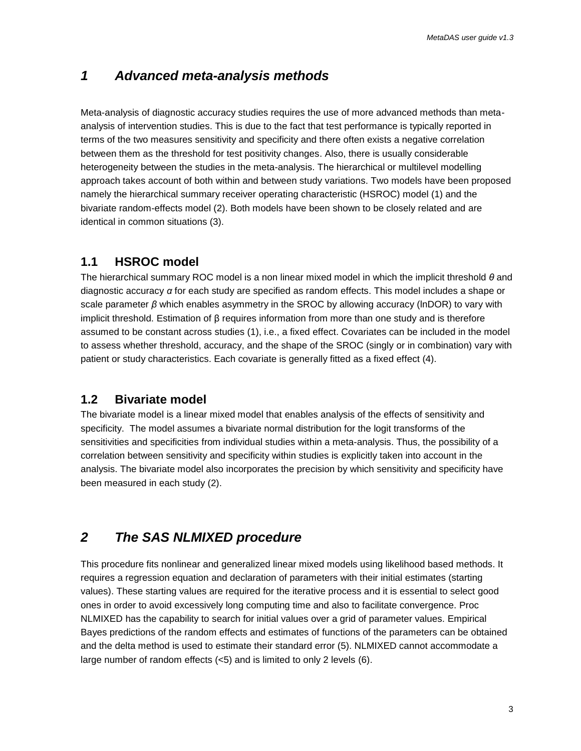# 1 Advanced meta-analysis methods

Meta-analysis of diagnostic accuracy studies requires the use of more advanced methods than meta-analysis of intervention studies. This is due to the fact that test performance is typically reported in terms of the two measures sensitivity and specificity and there often exists a negative correlation between them as the threshold for test positivity changes. Also, there is usually considerable heterogeneity between the studies in the meta-analysis. The hierarchical or multilevel modelling approach takes account of both within and between study variations. Two models have been proposed namely the hierarchical summary receiver operating characteristic (HSROC) model (1) and the bivariate random-effects model (2). Both models have been shown to be closely related and are identical in common situations (3).

## 1.1 HSROC model

The hierarchical summary ROC model is a non linear mixed model in which the implicit threshold $\theta$ and diagnostic accuracy $\alpha$ for each study are specified as random effects. This model includes a shape or scale parameter $\beta$ which enables asymmetry in the SROC by allowing accuracy (lnDOR) to vary with implicit threshold. Estimation of $\beta$ requires information from more than one study and is therefore assumed to be constant across studies (1), i.e., a fixed effect. Covariates can be included in the model to assess whether threshold, accuracy, and the shape of the SROC (singly or in combination) vary with patient or study characteristics. Each covariate is generally fitted as a fixed effect (4).

## 1.2 Bivariate model

The bivariate model is a linear mixed model that enables analysis of the effects of sensitivity and specificity. The model assumes a bivariate normal distribution for the logit transforms of the sensitivities and specificities from individual studies within a meta-analysis. Thus, the possibility of a correlation between sensitivity and specificity within studies is explicitly taken into account in the analysis. The bivariate model also incorporates the precision by which sensitivity and specificity have been measured in each study (2).

# 2 The SAS NLMIXED procedure

This procedure fits nonlinear and generalized linear mixed models using likelihood based methods. It requires a regression equation and declaration of parameters with their initial estimates (starting values). These starting values are required for the iterative process and it is essential to select good ones in order to avoid excessively long computing time and also to facilitate convergence. Proc NLMIXED has the capability to search for initial values over a grid of parameter values. Empirical Bayes predictions of the random effects and estimates of functions of the parameters can be obtained and the delta method is used to estimate their standard error (5). NLMIXED cannot accommodate a large number of random effects (<5) and is limited to only 2 levels (6).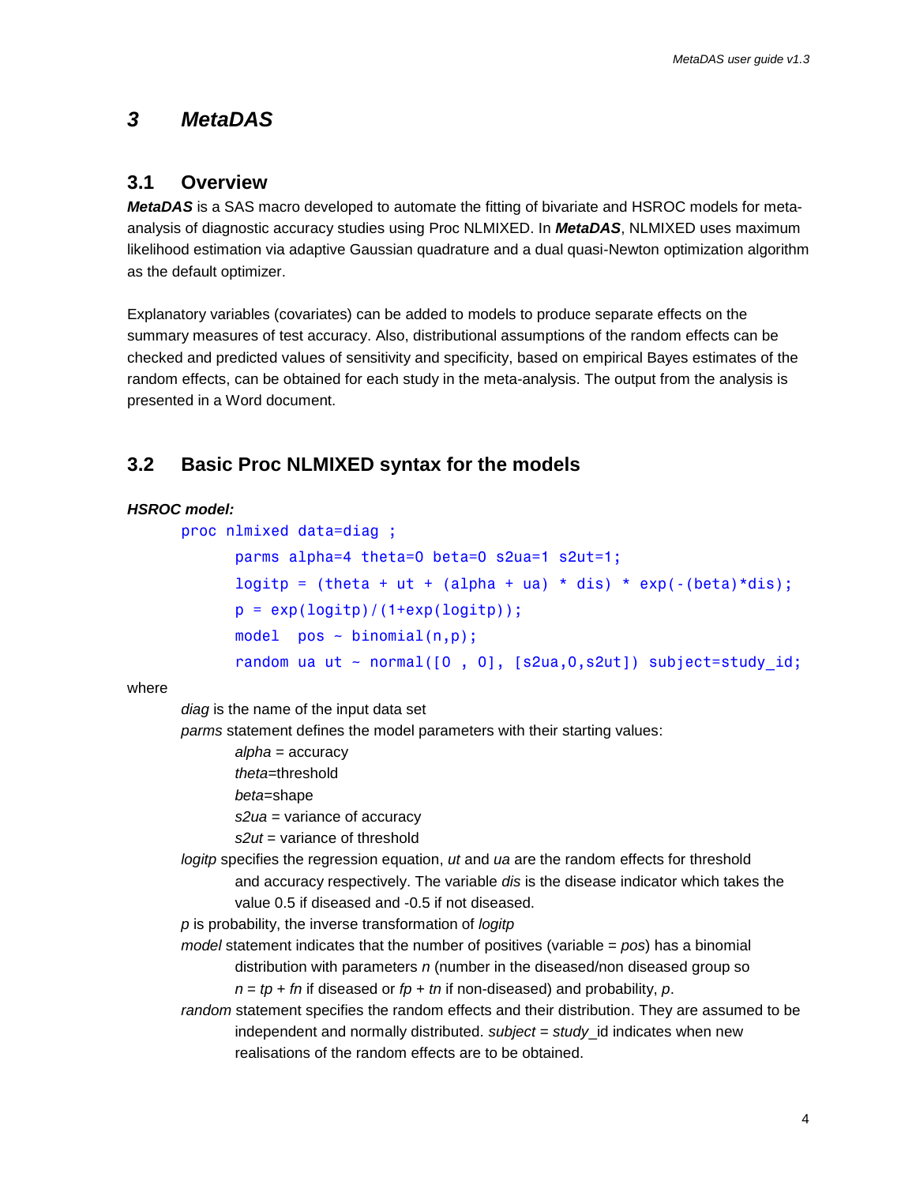# 3 MetaDAS

## 3.1 Overview

***MetaDAS*** is a SAS macro developed to automate the fitting of bivariate and HSROC models for meta-analysis of diagnostic accuracy studies using Proc NLMIXED. In ***MetaDAS***, NLMIXED uses maximum likelihood estimation via adaptive Gaussian quadrature and a dual quasi-Newton optimization algorithm as the default optimizer.

Explanatory variables (covariates) can be added to models to produce separate effects on the summary measures of test accuracy. Also, distributional assumptions of the random effects can be checked and predicted values of sensitivity and specificity, based on empirical Bayes estimates of the random effects, can be obtained for each study in the meta-analysis. The output from the analysis is presented in a Word document.

## 3.2 Basic Proc NLMIXED syntax for the models

***HSROC model:***

```
proc nlmixed data=diag ;
      parms alpha=4 theta=0 beta=0 s2ua=1 s2ut=1;
      logitp = (theta + ut + (alpha + ua) * dis) * exp(-(beta)*dis);
      p = exp(logitp)/(1+exp(logitp));
      model  pos ~ binomial(n,p);
      random ua ut ~ normal([0 , 0], [s2ua,0,s2ut]) subject=study_id;
```

where

*diag* is the name of the input data set

*parms* statement defines the model parameters with their starting values:

- *alpha* = accuracy
- *theta*=threshold
- *beta*=shape
- *s2ua* = variance of accuracy
- *s2ut* = variance of threshold

*logitp* specifies the regression equation, *ut* and *ua* are the random effects for threshold and accuracy respectively. The variable *dis* is the disease indicator which takes the value 0.5 if diseased and -0.5 if not diseased.

*p* is probability, the inverse transformation of *logitp*

*model* statement indicates that the number of positives (variable = *pos*) has a binomial distribution with parameters *n* (number in the diseased/non diseased group so *n* = *tp* + *fn* if diseased or *fp* + *tn* if non-diseased) and probability, *p*.

*random* statement specifies the random effects and their distribution. They are assumed to be independent and normally distributed. *subject* = *study*_id indicates when new realisations of the random effects are to be obtained.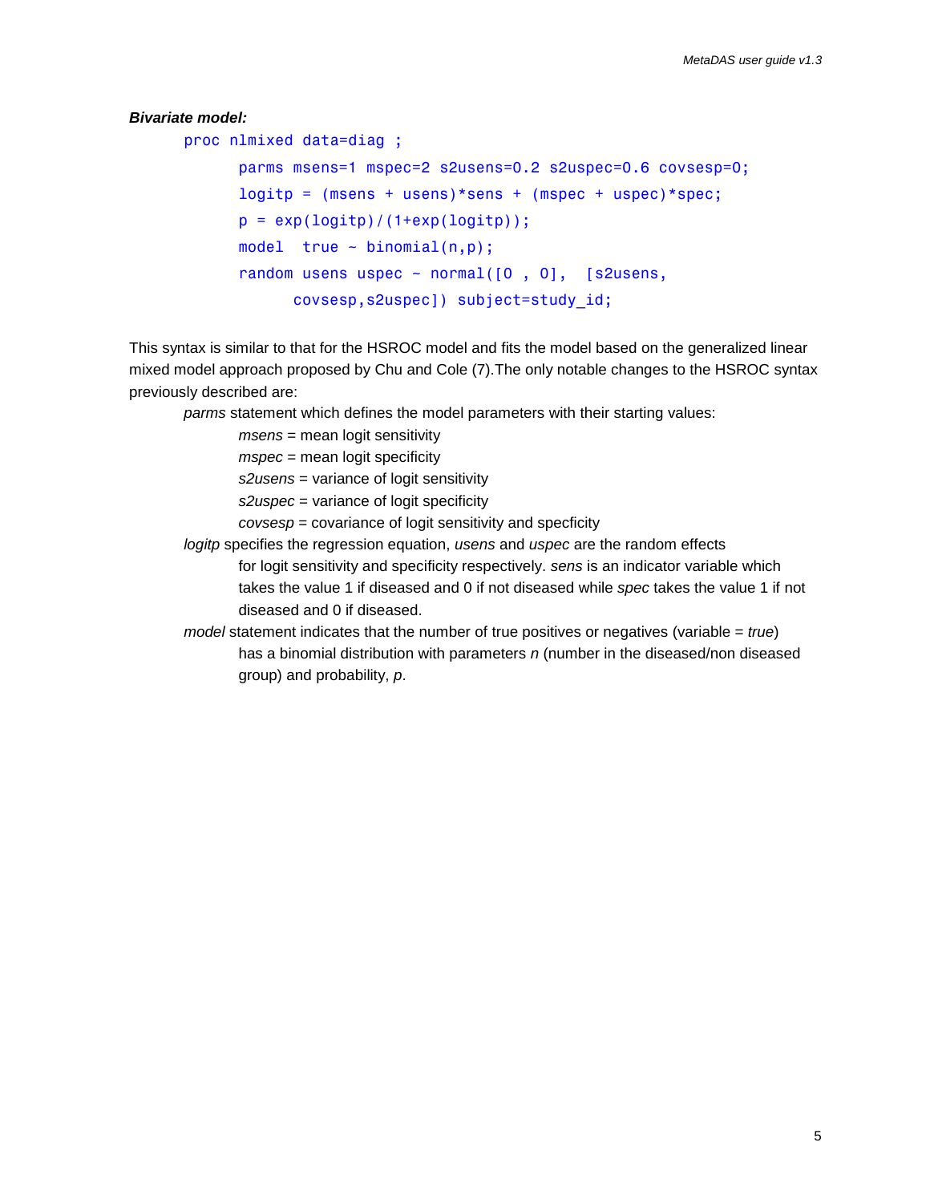***Bivariate model:***

```
proc nlmixed data=diag ;
      parms msens=1 mspec=2 s2usens=0.2 s2uspec=0.6 covsesp=0;
      logitp = (msens + usens)*sens + (mspec + uspec)*spec;
      p = exp(logitp)/(1+exp(logitp));
      model  true ~ binomial(n,p);
      random usens uspec ~ normal([0 , 0],  [s2usens,
            covsesp,s2uspec]) subject=study_id;
```

This syntax is similar to that for the HSROC model and fits the model based on the generalized linear mixed model approach proposed by Chu and Cole (7).The only notable changes to the HSROC syntax previously described are:

*parms* statement which defines the model parameters with their starting values:

- *msens* = mean logit sensitivity
- *mspec* = mean logit specificity
- *s2usens* = variance of logit sensitivity
- *s2uspec* = variance of logit specificity
- *covsesp* = covariance of logit sensitivity and specficity

*logitp* specifies the regression equation, *usens* and *uspec* are the random effects for logit sensitivity and specificity respectively. *sens* is an indicator variable which takes the value 1 if diseased and 0 if not diseased while *spec* takes the value 1 if not diseased and 0 if diseased.

*model* statement indicates that the number of true positives or negatives (variable = *true*) has a binomial distribution with parameters *n* (number in the diseased/non diseased group) and probability, *p*.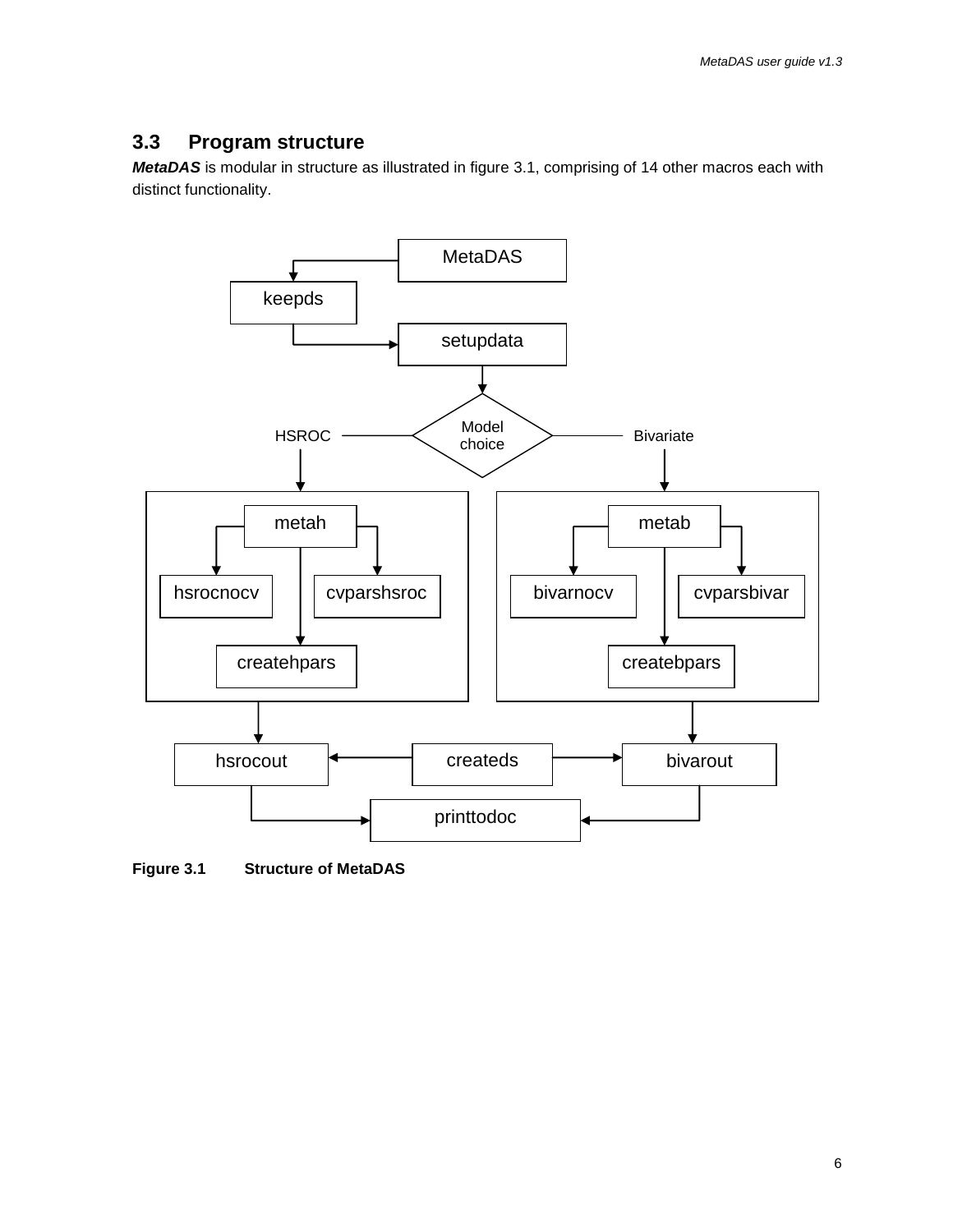## 3.3 Program structure

***MetaDAS*** is modular in structure as illustrated in figure 3.1, comprising of 14 other macros each with distinct functionality.

**Figure 3.1 Structure of MetaDAS**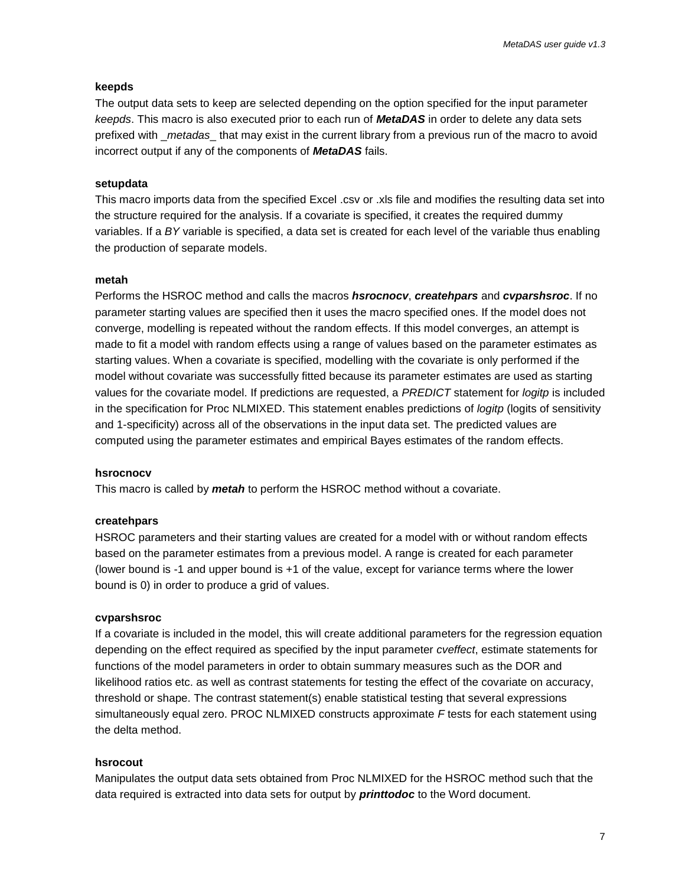**keepds**

The output data sets to keep are selected depending on the option specified for the input parameter *keepds*. This macro is also executed prior to each run of ***MetaDAS*** in order to delete any data sets prefixed with *_metadas_* that may exist in the current library from a previous run of the macro to avoid incorrect output if any of the components of ***MetaDAS*** fails.

**setupdata**

This macro imports data from the specified Excel .csv or .xls file and modifies the resulting data set into the structure required for the analysis. If a covariate is specified, it creates the required dummy variables. If a *BY* variable is specified, a data set is created for each level of the variable thus enabling the production of separate models.

**metah**

Performs the HSROC method and calls the macros ***hsrocnocv***, ***createhpars*** and ***cvparshsroc***. If no parameter starting values are specified then it uses the macro specified ones. If the model does not converge, modelling is repeated without the random effects. If this model converges, an attempt is made to fit a model with random effects using a range of values based on the parameter estimates as starting values. When a covariate is specified, modelling with the covariate is only performed if the model without covariate was successfully fitted because its parameter estimates are used as starting values for the covariate model. If predictions are requested, a *PREDICT* statement for *logitp* is included in the specification for Proc NLMIXED. This statement enables predictions of *logitp* (logits of sensitivity and 1-specificity) across all of the observations in the input data set. The predicted values are computed using the parameter estimates and empirical Bayes estimates of the random effects.

**hsrocnocv**

This macro is called by ***metah*** to perform the HSROC method without a covariate.

**createhpars**

HSROC parameters and their starting values are created for a model with or without random effects based on the parameter estimates from a previous model. A range is created for each parameter (lower bound is -1 and upper bound is +1 of the value, except for variance terms where the lower bound is 0) in order to produce a grid of values.

**cvparshsroc**

If a covariate is included in the model, this will create additional parameters for the regression equation depending on the effect required as specified by the input parameter *cveffect*, estimate statements for functions of the model parameters in order to obtain summary measures such as the DOR and likelihood ratios etc. as well as contrast statements for testing the effect of the covariate on accuracy, threshold or shape. The contrast statement(s) enable statistical testing that several expressions simultaneously equal zero. PROC NLMIXED constructs approximate *F* tests for each statement using the delta method.

**hsrocout**

Manipulates the output data sets obtained from Proc NLMIXED for the HSROC method such that the data required is extracted into data sets for output by ***printtodoc*** to the Word document.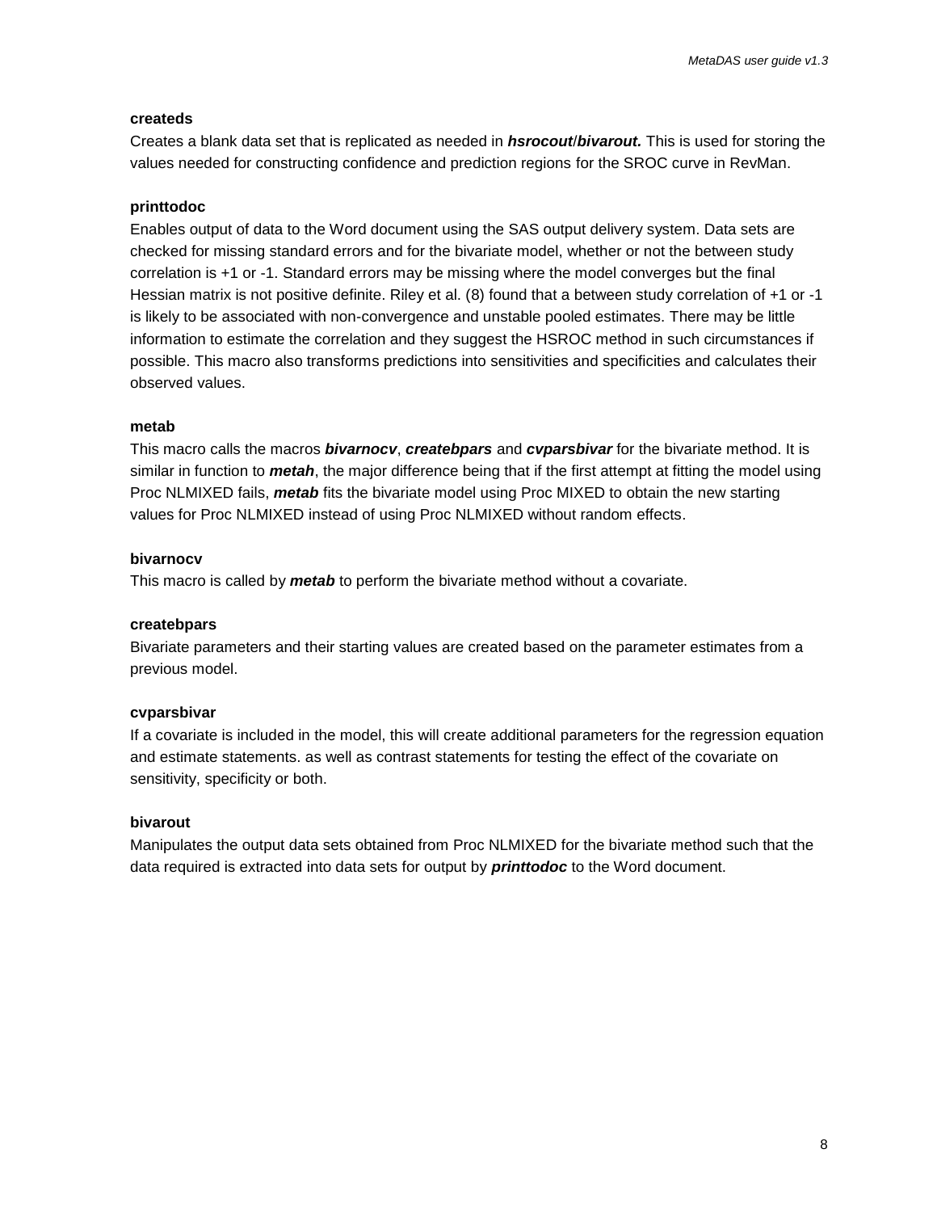**createds**

Creates a blank data set that is replicated as needed in ***hsrocout***/***bivarout.*** This is used for storing the values needed for constructing confidence and prediction regions for the SROC curve in RevMan.

**printtodoc**

Enables output of data to the Word document using the SAS output delivery system. Data sets are checked for missing standard errors and for the bivariate model, whether or not the between study correlation is +1 or -1. Standard errors may be missing where the model converges but the final Hessian matrix is not positive definite. Riley et al. (8) found that a between study correlation of +1 or -1 is likely to be associated with non-convergence and unstable pooled estimates. There may be little information to estimate the correlation and they suggest the HSROC method in such circumstances if possible. This macro also transforms predictions into sensitivities and specificities and calculates their observed values.

**metab**

This macro calls the macros ***bivarnocv***, ***createbpars*** and ***cvparsbivar*** for the bivariate method. It is similar in function to ***metah***, the major difference being that if the first attempt at fitting the model using Proc NLMIXED fails, ***metab*** fits the bivariate model using Proc MIXED to obtain the new starting values for Proc NLMIXED instead of using Proc NLMIXED without random effects.

**bivarnocv**

This macro is called by ***metab*** to perform the bivariate method without a covariate.

**createbpars**

Bivariate parameters and their starting values are created based on the parameter estimates from a previous model.

**cvparsbivar**

If a covariate is included in the model, this will create additional parameters for the regression equation and estimate statements. as well as contrast statements for testing the effect of the covariate on sensitivity, specificity or both.

**bivarout**

Manipulates the output data sets obtained from Proc NLMIXED for the bivariate method such that the data required is extracted into data sets for output by ***printtodoc*** to the Word document.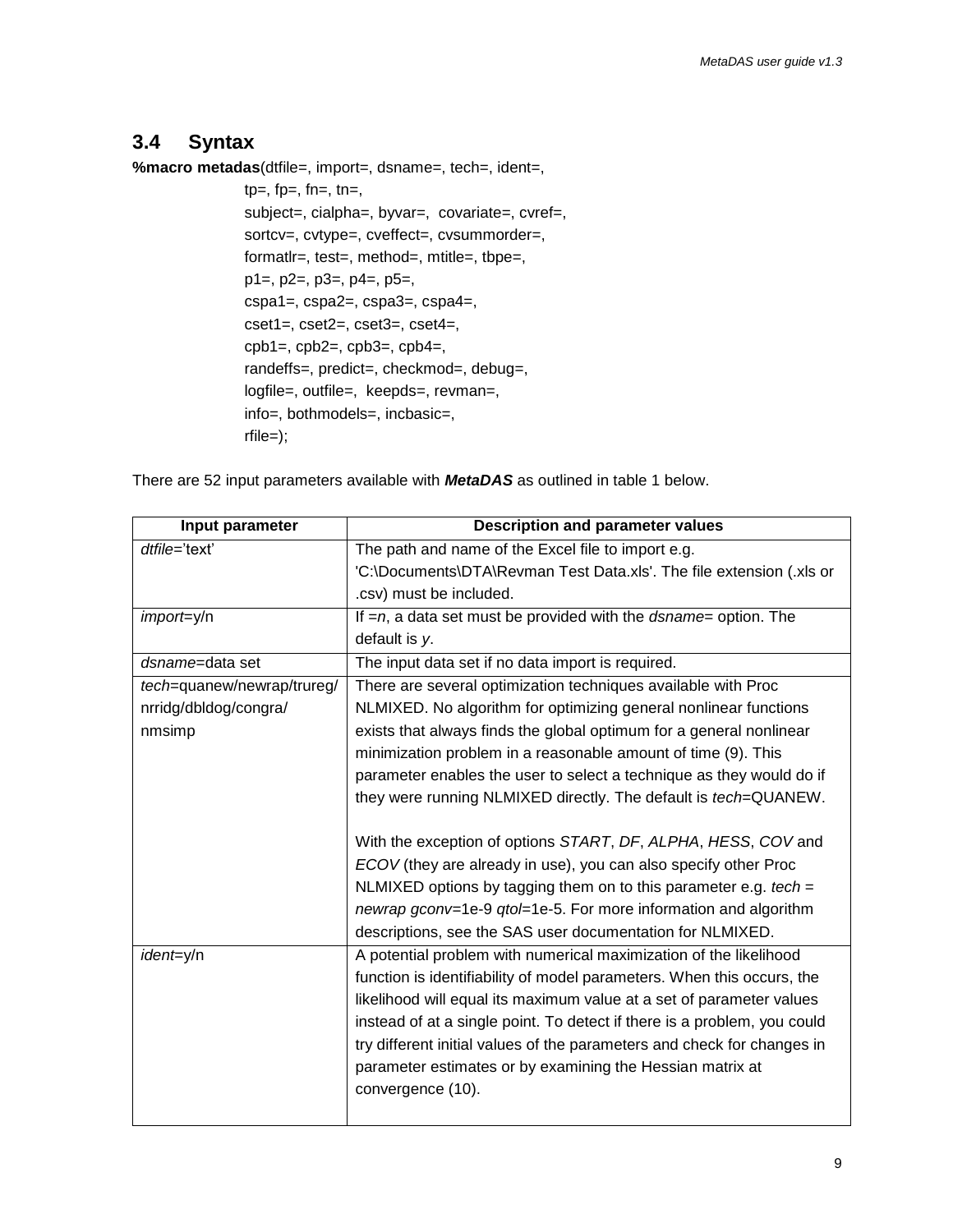## 3.4 Syntax

```
%macro metadas(dtfile=, import=, dsname=, tech=, ident=,
               tp=, fp=, fn=, tn=,
               subject=, cialpha=, byvar=,  covariate=, cvref=,
               sortcv=, cvtype=, cveffect=, cvsummorder=,
               formatlr=, test=, method=, mtitle=, tbpe=,
               p1=, p2=, p3=, p4=, p5=,
               cspa1=, cspa2=, cspa3=, cspa4=,
               cset1=, cset2=, cset3=, cset4=,
               cpb1=, cpb2=, cpb3=, cpb4=,
               randeffs=, predict=, checkmod=, debug=,
               logfile=, outfile=,  keepds=, revman=,
               info=, bothmodels=, incbasic=,
               rfile=);
```

There are 52 input parameters available with ***MetaDAS*** as outlined in table 1 below.

| Input parameter | Description and parameter values |
|---|---|
| *dtfile*='text' | The path and name of the Excel file to import e.g. 'C:\Documents\DTA\Revman Test Data.xls'. The file extension (.xls or .csv) must be included. |
| *import*=y/n | If =*n*, a data set must be provided with the *dsname*= option. The default is *y*. |
| *dsname*=data set | The input data set if no data import is required. |
| *tech*=quanew/newrap/trureg/ nrridg/dbldog/congra/ nmsimp | There are several optimization techniques available with Proc NLMIXED. No algorithm for optimizing general nonlinear functions exists that always finds the global optimum for a general nonlinear minimization problem in a reasonable amount of time (9). This parameter enables the user to select a technique as they would do if they were running NLMIXED directly. The default is *tech*=QUANEW.<br><br>With the exception of options *START*, *DF*, *ALPHA*, *HESS*, *COV* and *ECOV* (they are already in use), you can also specify other Proc NLMIXED options by tagging them on to this parameter e.g. *tech* = *newrap gconv*=1e-9 *qtol*=1e-5. For more information and algorithm descriptions, see the SAS user documentation for NLMIXED. |
| *ident*=y/n | A potential problem with numerical maximization of the likelihood function is identifiability of model parameters. When this occurs, the likelihood will equal its maximum value at a set of parameter values instead of at a single point. To detect if there is a problem, you could try different initial values of the parameters and check for changes in parameter estimates or by examining the Hessian matrix at convergence (10). |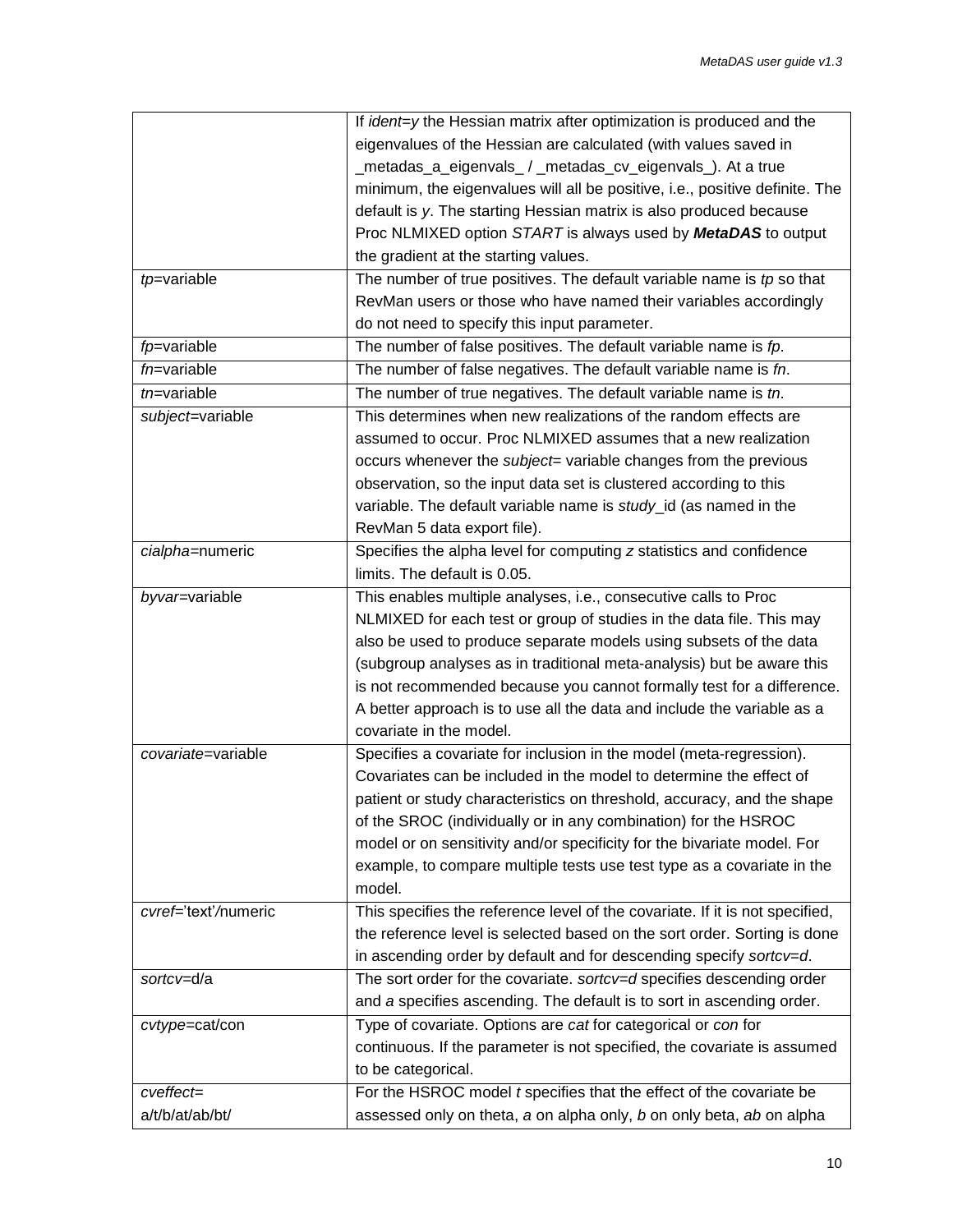| | |
|---|---|
| | If *ident=y* the Hessian matrix after optimization is produced and the eigenvalues of the Hessian are calculated (with values saved in _metadas_a_eigenvals_ / _metadas_cv_eigenvals_). At a true minimum, the eigenvalues will all be positive, i.e., positive definite. The default is *y*. The starting Hessian matrix is also produced because Proc NLMIXED option *START* is always used by ***MetaDAS*** to output the gradient at the starting values. |
| *tp*=variable | The number of true positives. The default variable name is *tp* so that RevMan users or those who have named their variables accordingly do not need to specify this input parameter. |
| *fp*=variable | The number of false positives. The default variable name is *fp*. |
| *fn*=variable | The number of false negatives. The default variable name is *fn*. |
| *tn*=variable | The number of true negatives. The default variable name is *tn*. |
| *subject*=variable | This determines when new realizations of the random effects are assumed to occur. Proc NLMIXED assumes that a new realization occurs whenever the *subject*= variable changes from the previous observation, so the input data set is clustered according to this variable. The default variable name is *study*_id (as named in the RevMan 5 data export file). |
| *cialpha*=numeric | Specifies the alpha level for computing *z* statistics and confidence limits. The default is 0.05. |
| *byvar*=variable | This enables multiple analyses, i.e., consecutive calls to Proc NLMIXED for each test or group of studies in the data file. This may also be used to produce separate models using subsets of the data (subgroup analyses as in traditional meta-analysis) but be aware this is not recommended because you cannot formally test for a difference. A better approach is to use all the data and include the variable as a covariate in the model. |
| *covariate*=variable | Specifies a covariate for inclusion in the model (meta-regression). Covariates can be included in the model to determine the effect of patient or study characteristics on threshold, accuracy, and the shape of the SROC (individually or in any combination) for the HSROC model or on sensitivity and/or specificity for the bivariate model. For example, to compare multiple tests use test type as a covariate in the model. |
| *cvref*='text'/numeric | This specifies the reference level of the covariate. If it is not specified, the reference level is selected based on the sort order. Sorting is done in ascending order by default and for descending specify *sortcv=d*. |
| *sortcv*=d/a | The sort order for the covariate. *sortcv=d* specifies descending order and *a* specifies ascending. The default is to sort in ascending order. |
| *cvtype*=cat/con | Type of covariate. Options are *cat* for categorical or *con* for continuous. If the parameter is not specified, the covariate is assumed to be categorical. |
| *cveffect*= a/t/b/at/ab/bt/ | For the HSROC model *t* specifies that the effect of the covariate be assessed only on theta, *a* on alpha only, *b* on only beta, *ab* on alpha |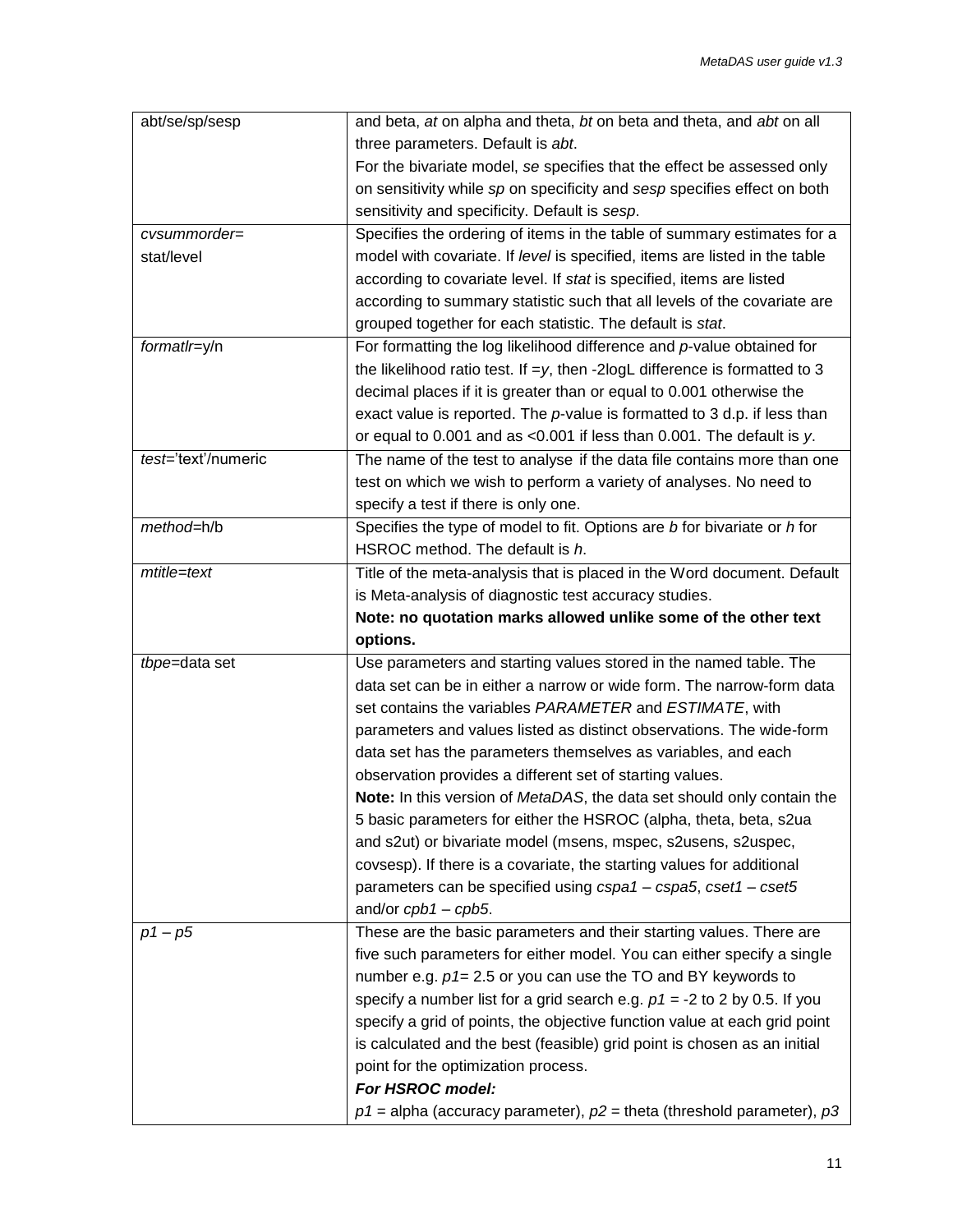| | |
|---|---|
| abt/se/sp/sesp | and beta, *at* on alpha and theta, *bt* on beta and theta, and *abt* on all three parameters. Default is *abt*.<br>For the bivariate model, *se* specifies that the effect be assessed only on sensitivity while *sp* on specificity and *sesp* specifies effect on both sensitivity and specificity. Default is *sesp*. |
| *cvsummorder*=<br>stat/level | Specifies the ordering of items in the table of summary estimates for a model with covariate. If *level* is specified, items are listed in the table according to covariate level. If *stat* is specified, items are listed according to summary statistic such that all levels of the covariate are grouped together for each statistic. The default is *stat*. |
| *formatlr*=y/n | For formatting the log likelihood difference and *p*-value obtained for the likelihood ratio test. If =*y*, then -2logL difference is formatted to 3 decimal places if it is greater than or equal to 0.001 otherwise the exact value is reported. The *p*-value is formatted to 3 d.p. if less than or equal to 0.001 and as <0.001 if less than 0.001. The default is *y*. |
| *test*='text'/numeric | The name of the test to analyse if the data file contains more than one test on which we wish to perform a variety of analyses. No need to specify a test if there is only one. |
| *method*=h/b | Specifies the type of model to fit. Options are *b* for bivariate or *h* for HSROC method. The default is *h*. |
| *mtitle=text* | Title of the meta-analysis that is placed in the Word document. Default is Meta-analysis of diagnostic test accuracy studies.<br>**Note: no quotation marks allowed unlike some of the other text options.** |
| *tbpe*=data set | Use parameters and starting values stored in the named table. The data set can be in either a narrow or wide form. The narrow-form data set contains the variables *PARAMETER* and *ESTIMATE*, with parameters and values listed as distinct observations. The wide-form data set has the parameters themselves as variables, and each observation provides a different set of starting values.<br>**Note:** In this version of *MetaDAS*, the data set should only contain the 5 basic parameters for either the HSROC (alpha, theta, beta, s2ua and s2ut) or bivariate model (msens, mspec, s2usens, s2uspec, covsesp). If there is a covariate, the starting values for additional parameters can be specified using *cspa1 – cspa5*, *cset1 – cset5* and/or *cpb1 – cpb5*. |
| *p1 – p5* | These are the basic parameters and their starting values. There are five such parameters for either model. You can either specify a single number e.g. *p1*= 2.5 or you can use the TO and BY keywords to specify a number list for a grid search e.g. *p1* = -2 to 2 by 0.5. If you specify a grid of points, the objective function value at each grid point is calculated and the best (feasible) grid point is chosen as an initial point for the optimization process.<br>***For HSROC model:***<br>*p1* = alpha (accuracy parameter), *p2* = theta (threshold parameter), *p3* |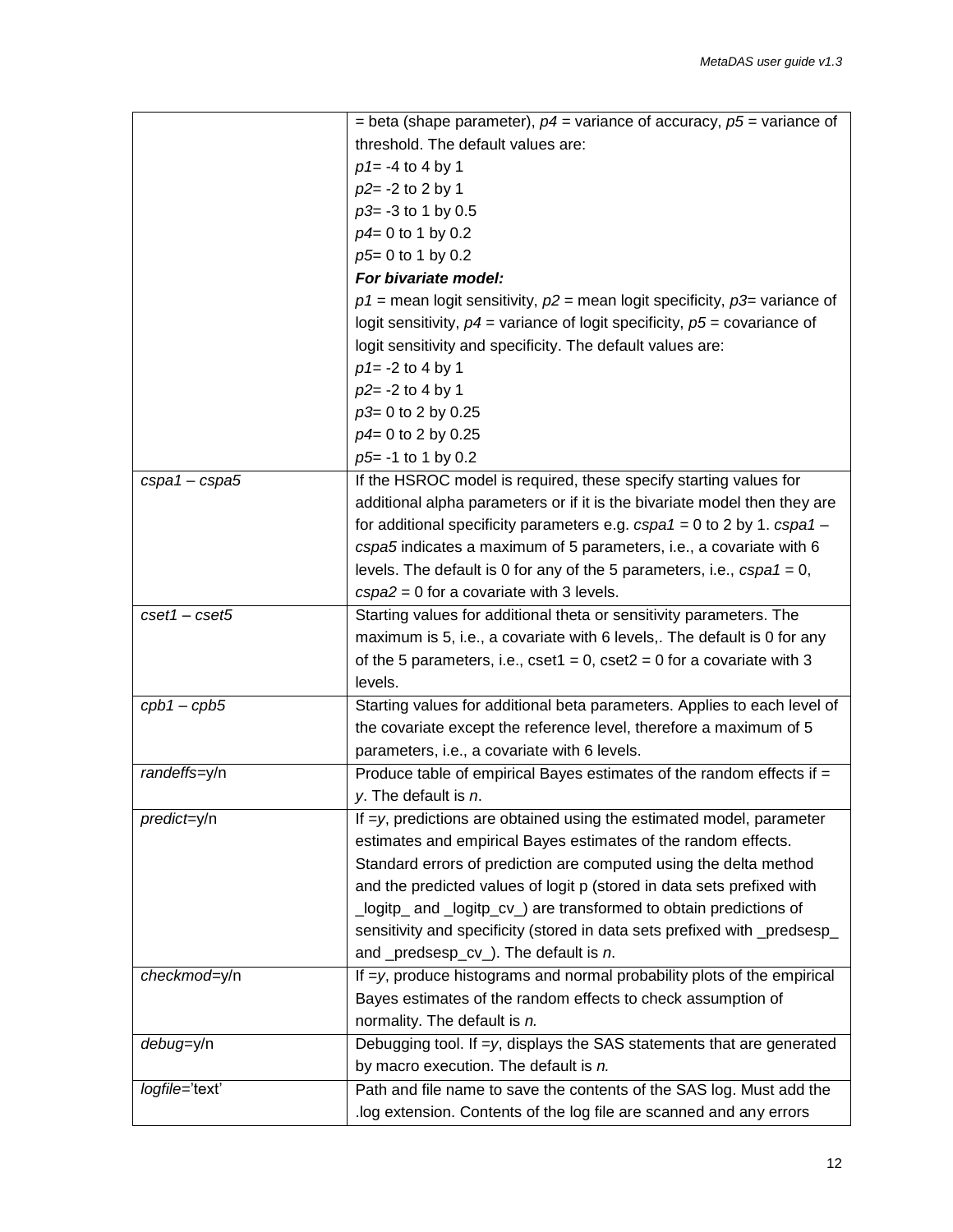| | |
|---|---|
| | = beta (shape parameter), *p4* = variance of accuracy, *p5* = variance of threshold. The default values are:<br>*p1*= -4 to 4 by 1<br>*p2*= -2 to 2 by 1<br>*p3*= -3 to 1 by 0.5<br>*p4*= 0 to 1 by 0.2<br>*p5*= 0 to 1 by 0.2<br>***For bivariate model:***<br>*p1* = mean logit sensitivity, *p2* = mean logit specificity, *p3*= variance of logit sensitivity, *p4* = variance of logit specificity, *p5* = covariance of logit sensitivity and specificity. The default values are:<br>*p1*= -2 to 4 by 1<br>*p2*= -2 to 4 by 1<br>*p3*= 0 to 2 by 0.25<br>*p4*= 0 to 2 by 0.25<br>*p5*= -1 to 1 by 0.2 |
| *cspa1 – cspa5* | If the HSROC model is required, these specify starting values for additional alpha parameters or if it is the bivariate model then they are for additional specificity parameters e.g. *cspa1* = 0 to 2 by 1. *cspa1 – cspa5* indicates a maximum of 5 parameters, i.e., a covariate with 6 levels. The default is 0 for any of the 5 parameters, i.e., *cspa1* = 0, *cspa2* = 0 for a covariate with 3 levels. |
| *cset1 – cset5* | Starting values for additional theta or sensitivity parameters. The maximum is 5, i.e., a covariate with 6 levels,. The default is 0 for any of the 5 parameters, i.e., cset1 = 0, cset2 = 0 for a covariate with 3 levels. |
| *cpb1 – cpb5* | Starting values for additional beta parameters. Applies to each level of the covariate except the reference level, therefore a maximum of 5 parameters, i.e., a covariate with 6 levels. |
| *randeffs*=y/n | Produce table of empirical Bayes estimates of the random effects if = *y*. The default is *n*. |
| *predict*=y/n | If =*y*, predictions are obtained using the estimated model, parameter estimates and empirical Bayes estimates of the random effects. Standard errors of prediction are computed using the delta method and the predicted values of logit p (stored in data sets prefixed with _logitp_ and _logitp_cv_) are transformed to obtain predictions of sensitivity and specificity (stored in data sets prefixed with _predsesp_ and _predsesp_cv_). The default is *n*. |
| *checkmod*=y/n | If =*y*, produce histograms and normal probability plots of the empirical Bayes estimates of the random effects to check assumption of normality. The default is *n.* |
| *debug*=y/n | Debugging tool. If =*y*, displays the SAS statements that are generated by macro execution. The default is *n.* |
| *logfile*='text' | Path and file name to save the contents of the SAS log. Must add the .log extension. Contents of the log file are scanned and any errors |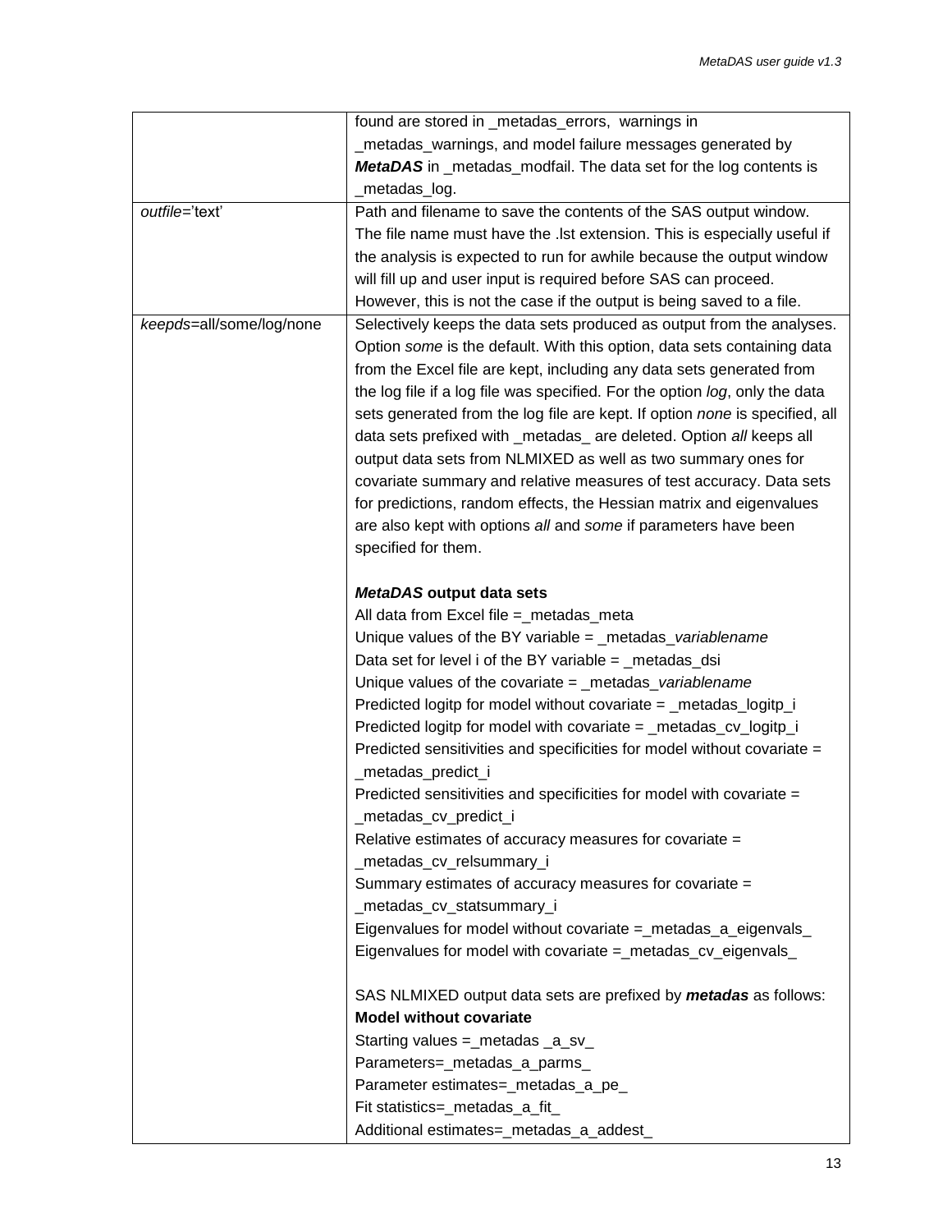| | |
|---|---|
| | found are stored in _metadas_errors, warnings in _metadas_warnings, and model failure messages generated by ***MetaDAS*** in _metadas_modfail. The data set for the log contents is _metadas_log. |
| *outfile*='text' | Path and filename to save the contents of the SAS output window. The file name must have the .lst extension. This is especially useful if the analysis is expected to run for awhile because the output window will fill up and user input is required before SAS can proceed. However, this is not the case if the output is being saved to a file. |
| *keepds*=all/some/log/none | Selectively keeps the data sets produced as output from the analyses. Option *some* is the default. With this option, data sets containing data from the Excel file are kept, including any data sets generated from the log file if a log file was specified. For the option *log*, only the data sets generated from the log file are kept. If option *none* is specified, all data sets prefixed with _metadas_ are deleted. Option *all* keeps all output data sets from NLMIXED as well as two summary ones for covariate summary and relative measures of test accuracy. Data sets for predictions, random effects, the Hessian matrix and eigenvalues are also kept with options *all* and *some* if parameters have been specified for them.<br><br>***MetaDAS* output data sets**<br>All data from Excel file =_metadas_meta<br>Unique values of the BY variable = _metadas_*variablename*<br>Data set for level i of the BY variable = _metadas_dsi<br>Unique values of the covariate = _metadas_*variablename*<br>Predicted logitp for model without covariate = _metadas_logitp_i<br>Predicted logitp for model with covariate = _metadas_cv_logitp_i<br>Predicted sensitivities and specificities for model without covariate = _metadas_predict_i<br>Predicted sensitivities and specificities for model with covariate = _metadas_cv_predict_i<br>Relative estimates of accuracy measures for covariate = _metadas_cv_relsummary_i<br>Summary estimates of accuracy measures for covariate = _metadas_cv_statsummary_i<br>Eigenvalues for model without covariate =_metadas_a_eigenvals_<br>Eigenvalues for model with covariate =_metadas_cv_eigenvals_<br><br>SAS NLMIXED output data sets are prefixed by ***metadas*** as follows:<br>**Model without covariate**<br>Starting values =_metadas _a_sv_<br>Parameters=_metadas_a_parms_<br>Parameter estimates=_metadas_a_pe_<br>Fit statistics=_metadas_a_fit_<br>Additional estimates=_metadas_a_addest_ |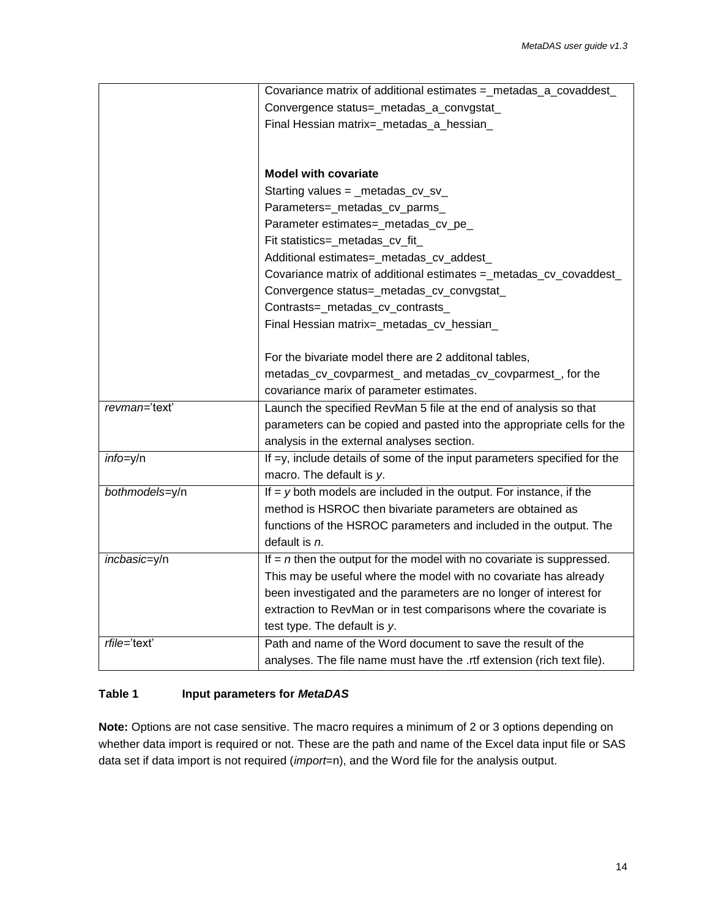| | |
|---|---|
| | Covariance matrix of additional estimates =_metadas_a_covaddest_<br>Convergence status=_metadas_a_convgstat_<br>Final Hessian matrix=_metadas_a_hessian_<br><br>**Model with covariate**<br>Starting values = _metadas_cv_sv_<br>Parameters=_metadas_cv_parms_<br>Parameter estimates=_metadas_cv_pe_<br>Fit statistics=_metadas_cv_fit_<br>Additional estimates=_metadas_cv_addest_<br>Covariance matrix of additional estimates =_metadas_cv_covaddest_<br>Convergence status=_metadas_cv_convgstat_<br>Contrasts=_metadas_cv_contrasts_<br>Final Hessian matrix=_metadas_cv_hessian_<br><br>For the bivariate model there are 2 additonal tables, metadas_cv_covparmest_ and metadas_cv_covparmest_, for the covariance marix of parameter estimates. |
| *revman*='text' | Launch the specified RevMan 5 file at the end of analysis so that parameters can be copied and pasted into the appropriate cells for the analysis in the external analyses section. |
| *info*=y/n | If =y, include details of some of the input parameters specified for the macro. The default is *y*. |
| *bothmodels*=y/n | If = *y* both models are included in the output. For instance, if the method is HSROC then bivariate parameters are obtained as functions of the HSROC parameters and included in the output. The default is *n*. |
| *incbasic*=y/n | If = *n* then the output for the model with no covariate is suppressed. This may be useful where the model with no covariate has already been investigated and the parameters are no longer of interest for extraction to RevMan or in test comparisons where the covariate is test type. The default is *y*. |
| *rfile*='text' | Path and name of the Word document to save the result of the analyses. The file name must have the .rtf extension (rich text file). |

**Table 1 Input parameters for *MetaDAS***

**Note:** Options are not case sensitive. The macro requires a minimum of 2 or 3 options depending on whether data import is required or not. These are the path and name of the Excel data input file or SAS data set if data import is not required (*import*=n), and the Word file for the analysis output.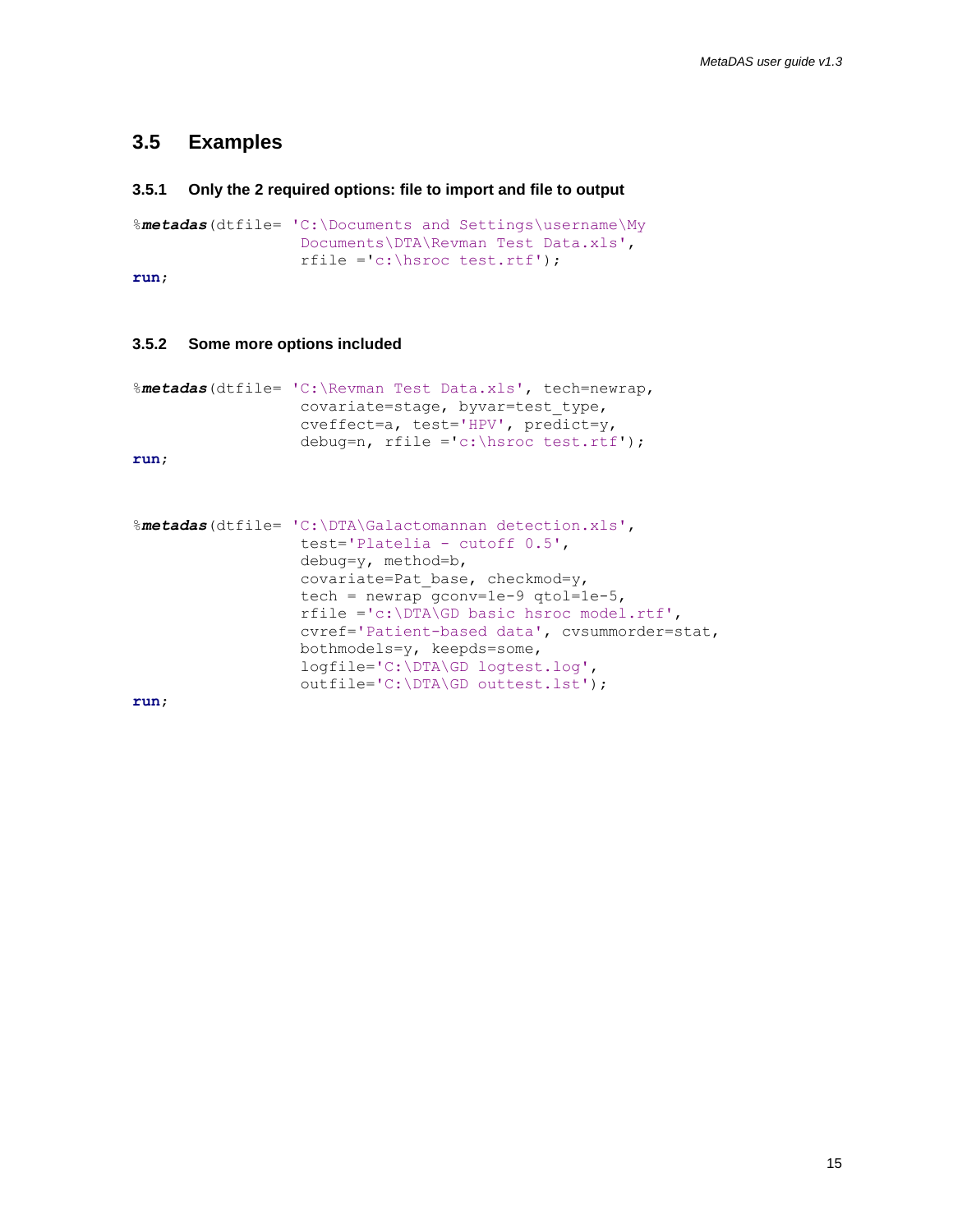## 3.5 Examples

### 3.5.1 Only the 2 required options: file to import and file to output

```
%metadas(dtfile= 'C:\Documents and Settings\username\My
                 Documents\DTA\Revman Test Data.xls',
                 rfile ='c:\hsroc test.rtf');
run;
```

### 3.5.2 Some more options included

```
%metadas(dtfile= 'C:\Revman Test Data.xls', tech=newrap,
                 covariate=stage, byvar=test_type,
                 cveffect=a, test='HPV', predict=y,
                 debug=n, rfile ='c:\hsroc test.rtf');
run;
```

```
%metadas(dtfile= 'C:\DTA\Galactomannan detection.xls',
                 test='Platelia - cutoff 0.5',
                 debug=y, method=b,
                 covariate=Pat_base, checkmod=y,
                 tech = newrap gconv=1e-9 qtol=1e-5,
                 rfile ='c:\DTA\GD basic hsroc model.rtf',
                 cvref='Patient-based data', cvsummorder=stat,
                 bothmodels=y, keepds=some,
                 logfile='C:\DTA\GD logtest.log',
                 outfile='C:\DTA\GD outtest.lst');
run;
```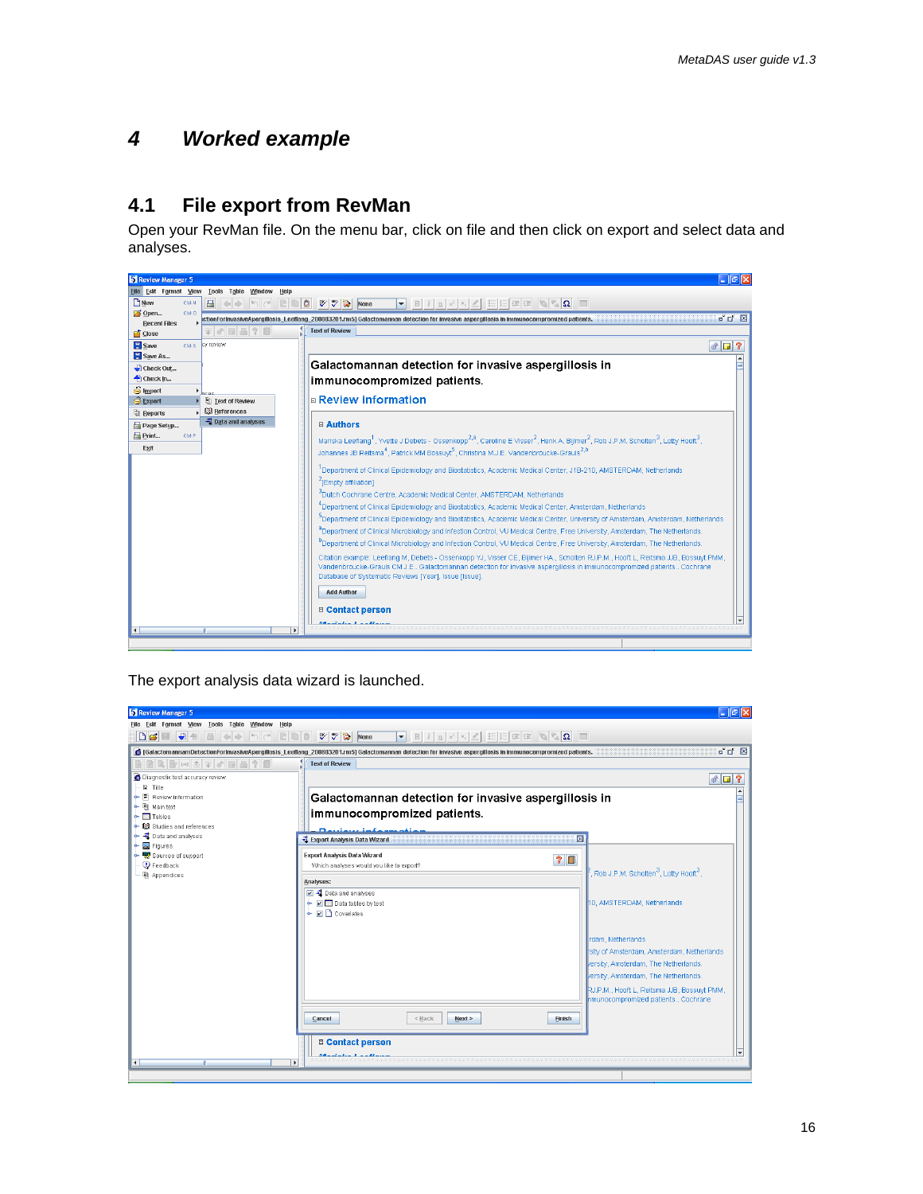# 4 Worked example

## 4.1 File export from RevMan

Open your RevMan file. On the menu bar, click on file and then click on export and select data and analyses.

The export analysis data wizard is launched.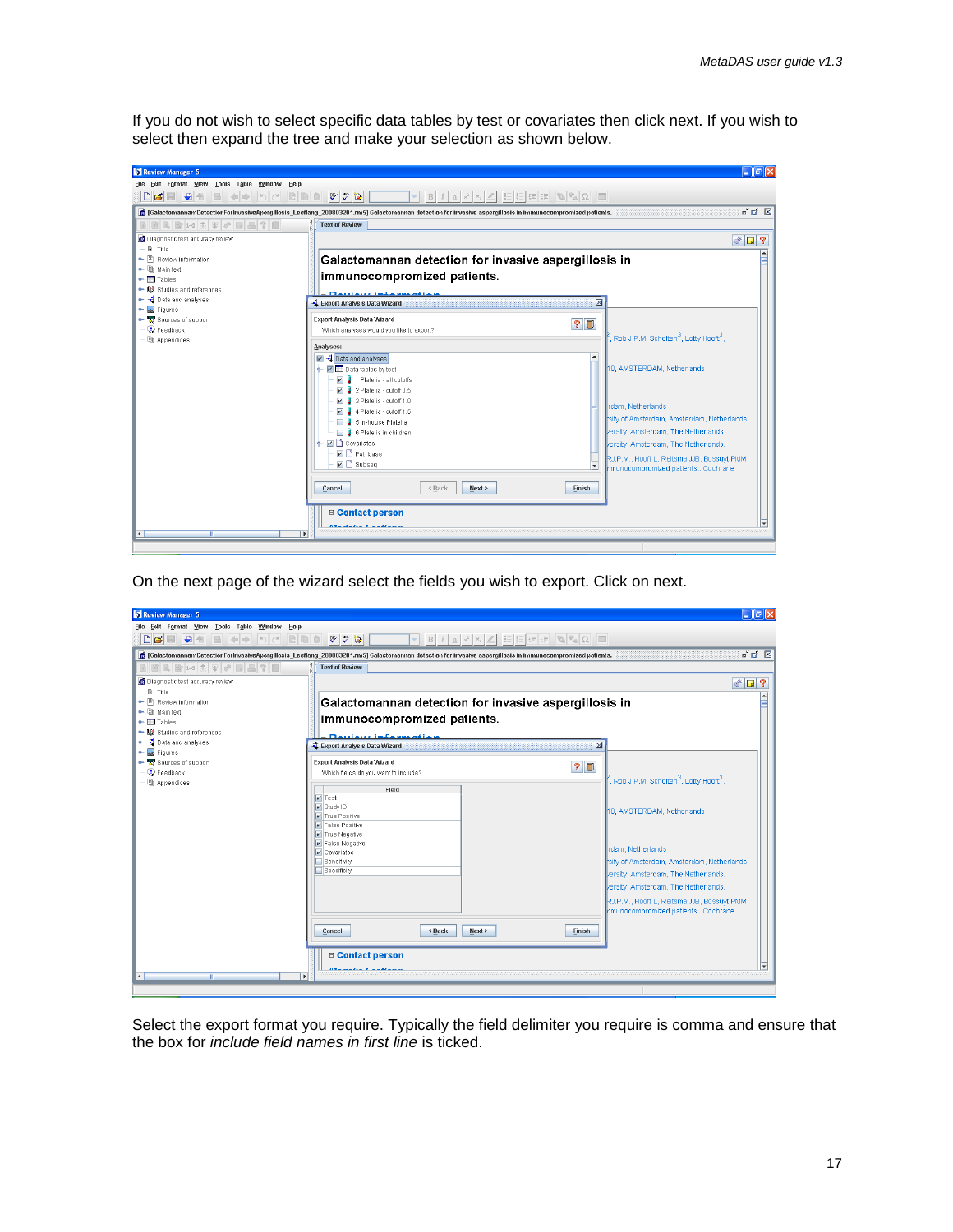If you do not wish to select specific data tables by test or covariates then click next. If you wish to select then expand the tree and make your selection as shown below.

On the next page of the wizard select the fields you wish to export. Click on next.

Select the export format you require. Typically the field delimiter you require is comma and ensure that the box for *include field names in first line* is ticked.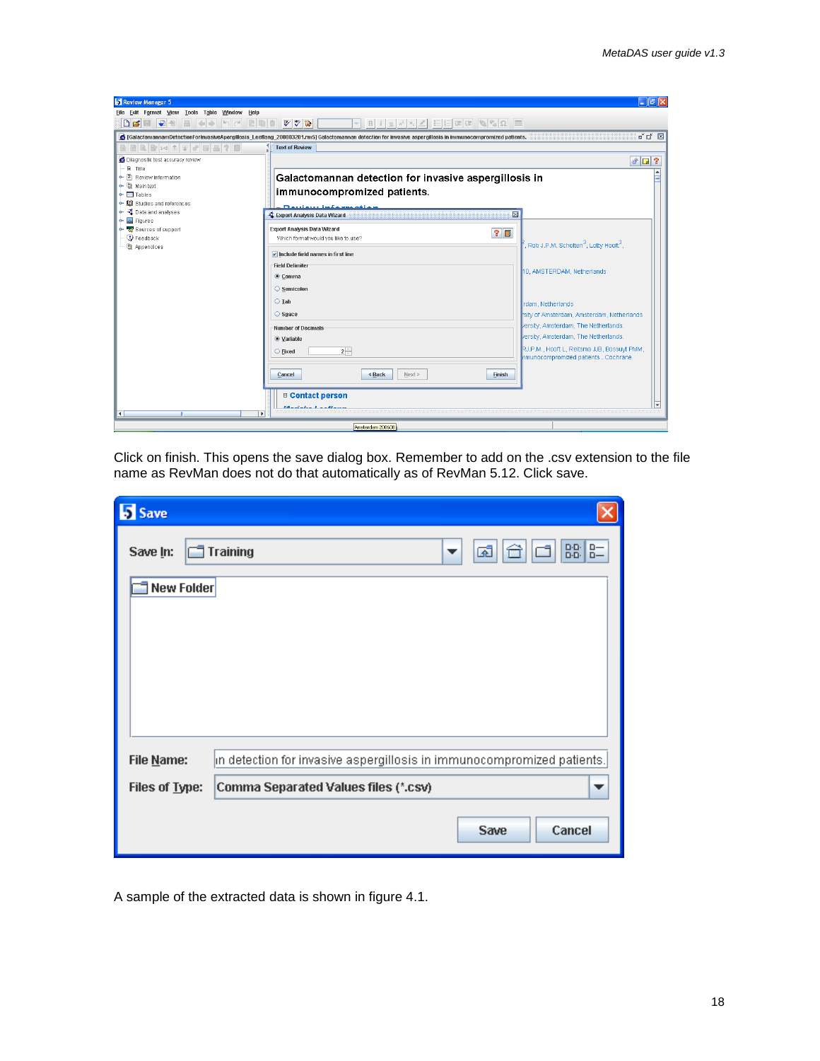Click on finish. This opens the save dialog box. Remember to add on the .csv extension to the file name as RevMan does not do that automatically as of RevMan 5.12. Click save.

A sample of the extracted data is shown in figure 4.1.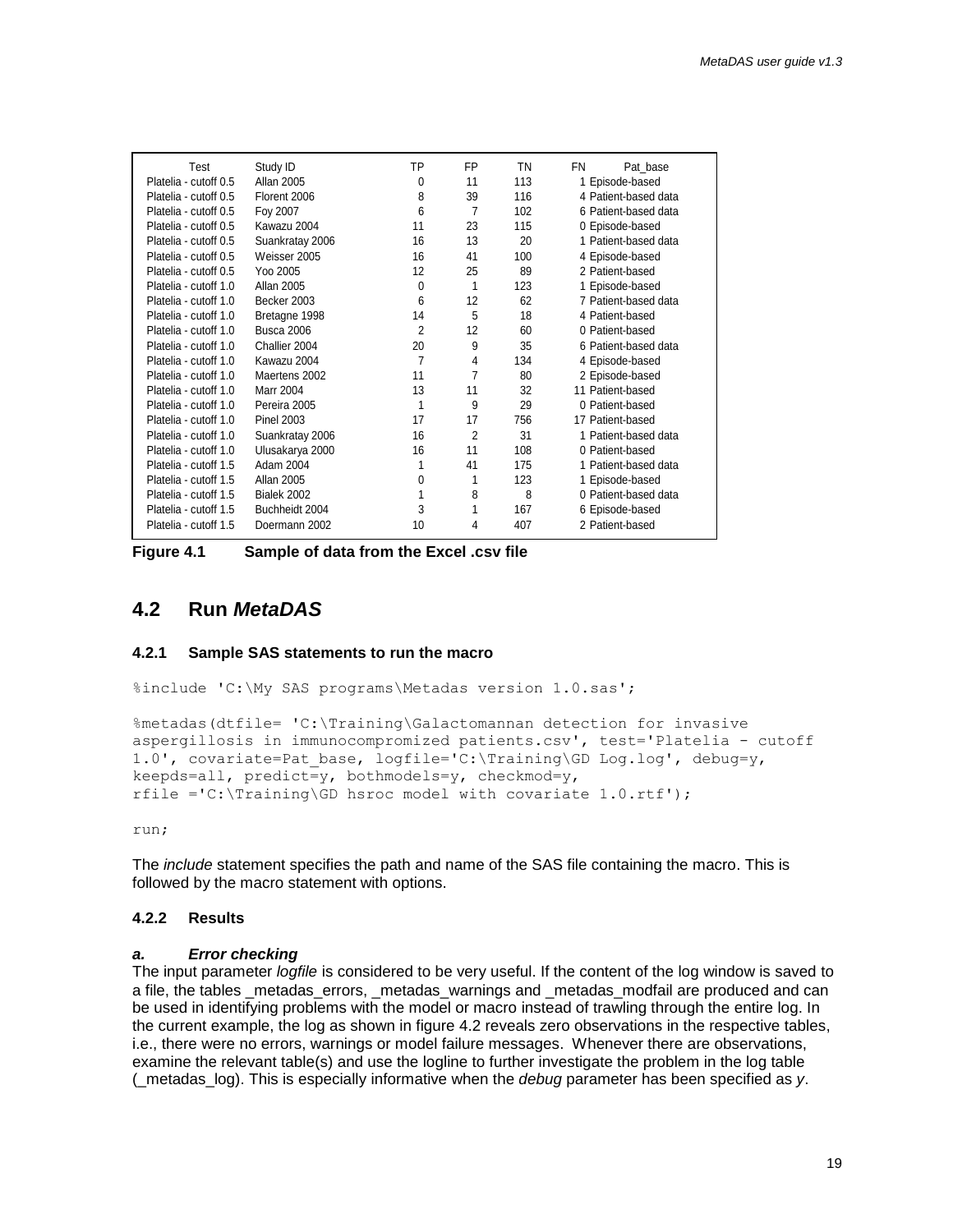| Test | Study ID | TP | FP | TN | FN | Pat_base |
|---|---|---|---|---|---|---|
| Platelia - cutoff 0.5 | Allan 2005 | 0 | 11 | 113 | 1 | Episode-based |
| Platelia - cutoff 0.5 | Florent 2006 | 8 | 39 | 116 | 4 | Patient-based data |
| Platelia - cutoff 0.5 | Foy 2007 | 6 | 7 | 102 | 6 | Patient-based data |
| Platelia - cutoff 0.5 | Kawazu 2004 | 11 | 23 | 115 | 0 | Episode-based |
| Platelia - cutoff 0.5 | Suankratay 2006 | 16 | 13 | 20 | 1 | Patient-based data |
| Platelia - cutoff 0.5 | Weisser 2005 | 16 | 41 | 100 | 4 | Episode-based |
| Platelia - cutoff 0.5 | Yoo 2005 | 12 | 25 | 89 | 2 | Patient-based |
| Platelia - cutoff 1.0 | Allan 2005 | 0 | 1 | 123 | 1 | Episode-based |
| Platelia - cutoff 1.0 | Becker 2003 | 6 | 12 | 62 | 7 | Patient-based data |
| Platelia - cutoff 1.0 | Bretagne 1998 | 14 | 5 | 18 | 4 | Patient-based |
| Platelia - cutoff 1.0 | Busca 2006 | 2 | 12 | 60 | 0 | Patient-based |
| Platelia - cutoff 1.0 | Challier 2004 | 20 | 9 | 35 | 6 | Patient-based data |
| Platelia - cutoff 1.0 | Kawazu 2004 | 7 | 4 | 134 | 4 | Episode-based |
| Platelia - cutoff 1.0 | Maertens 2002 | 11 | 7 | 80 | 2 | Episode-based |
| Platelia - cutoff 1.0 | Marr 2004 | 13 | 11 | 32 | 11 | Patient-based |
| Platelia - cutoff 1.0 | Pereira 2005 | 1 | 9 | 29 | 0 | Patient-based |
| Platelia - cutoff 1.0 | Pinel 2003 | 17 | 17 | 756 | 17 | Patient-based |
| Platelia - cutoff 1.0 | Suankratay 2006 | 16 | 2 | 31 | 1 | Patient-based data |
| Platelia - cutoff 1.0 | Ulusakarya 2000 | 16 | 11 | 108 | 0 | Patient-based |
| Platelia - cutoff 1.5 | Adam 2004 | 1 | 41 | 175 | 1 | Patient-based data |
| Platelia - cutoff 1.5 | Allan 2005 | 0 | 1 | 123 | 1 | Episode-based |
| Platelia - cutoff 1.5 | Bialek 2002 | 1 | 8 | 8 | 0 | Patient-based data |
| Platelia - cutoff 1.5 | Buchheidt 2004 | 3 | 1 | 167 | 6 | Episode-based |
| Platelia - cutoff 1.5 | Doermann 2002 | 10 | 4 | 407 | 2 | Patient-based |

**Figure 4.1 Sample of data from the Excel .csv file**

## 4.2 Run *MetaDAS*

### 4.2.1 Sample SAS statements to run the macro

```
%include 'C:\My SAS programs\Metadas version 1.0.sas';

%metadas(dtfile= 'C:\Training\Galactomannan detection for invasive
aspergillosis in immunocompromized patients.csv', test='Platelia - cutoff
1.0', covariate=Pat_base, logfile='C:\Training\GD Log.log', debug=y,
keepds=all, predict=y, bothmodels=y, checkmod=y,
rfile ='C:\Training\GD hsroc model with covariate 1.0.rtf');

run;
```

The *include* statement specifies the path and name of the SAS file containing the macro. This is followed by the macro statement with options.

### 4.2.2 Results

#### *a. Error checking*

The input parameter *logfile* is considered to be very useful. If the content of the log window is saved to a file, the tables _metadas_errors, _metadas_warnings and _metadas_modfail are produced and can be used in identifying problems with the model or macro instead of trawling through the entire log. In the current example, the log as shown in figure 4.2 reveals zero observations in the respective tables, i.e., there were no errors, warnings or model failure messages. Whenever there are observations, examine the relevant table(s) and use the logline to further investigate the problem in the log table (_metadas_log). This is especially informative when the *debug* parameter has been specified as *y*.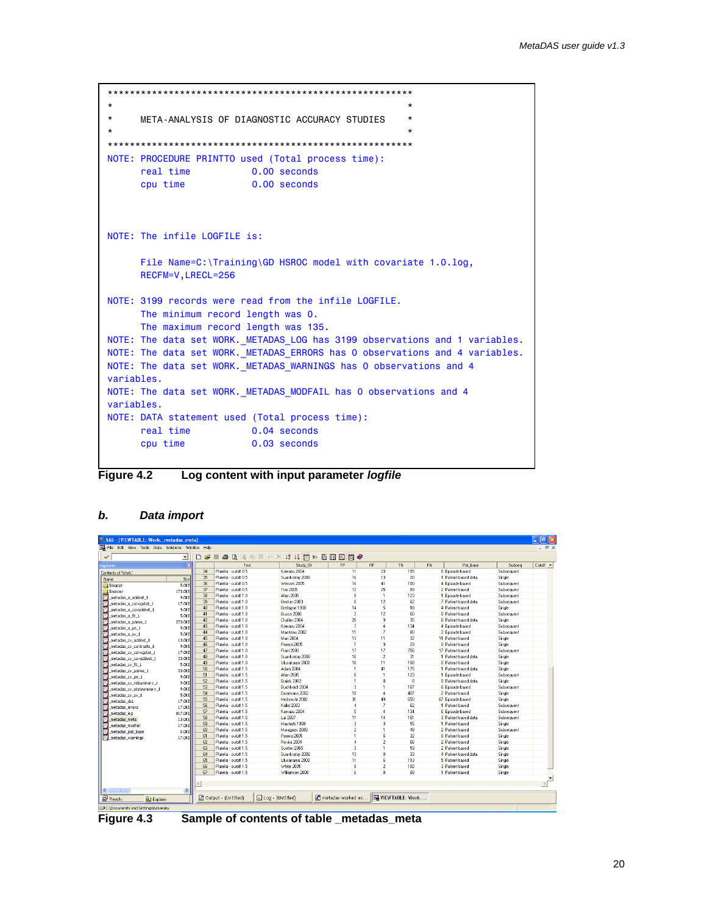```
*********************************************************
*                                                       *
*     META-ANALYSIS OF DIAGNOSTIC ACCURACY STUDIES      *
*                                                       *
*********************************************************
NOTE: PROCEDURE PRINTTO used (Total process time):
      real time           0.00 seconds
      cpu time            0.00 seconds



NOTE: The infile LOGFILE is:

      File Name=C:\Training\GD HSROC model with covariate 1.0.log,
      RECFM=V,LRECL=256

NOTE: 3199 records were read from the infile LOGFILE.
      The minimum record length was 0.
      The maximum record length was 135.
NOTE: The data set WORK._METADAS_LOG has 3199 observations and 1 variables.
NOTE: The data set WORK._METADAS_ERRORS has 0 observations and 4 variables.
NOTE: The data set WORK._METADAS_WARNINGS has 0 observations and 4
variables.
NOTE: The data set WORK._METADAS_MODFAIL has 0 observations and 4
variables.
NOTE: DATA statement used (Total process time):
      real time           0.04 seconds
      cpu time            0.03 seconds
```

**Figure 4.2** **Log content with input parameter *logfile***

### *b. Data import*

**Figure 4.3** **Sample of contents of table _metadas_meta**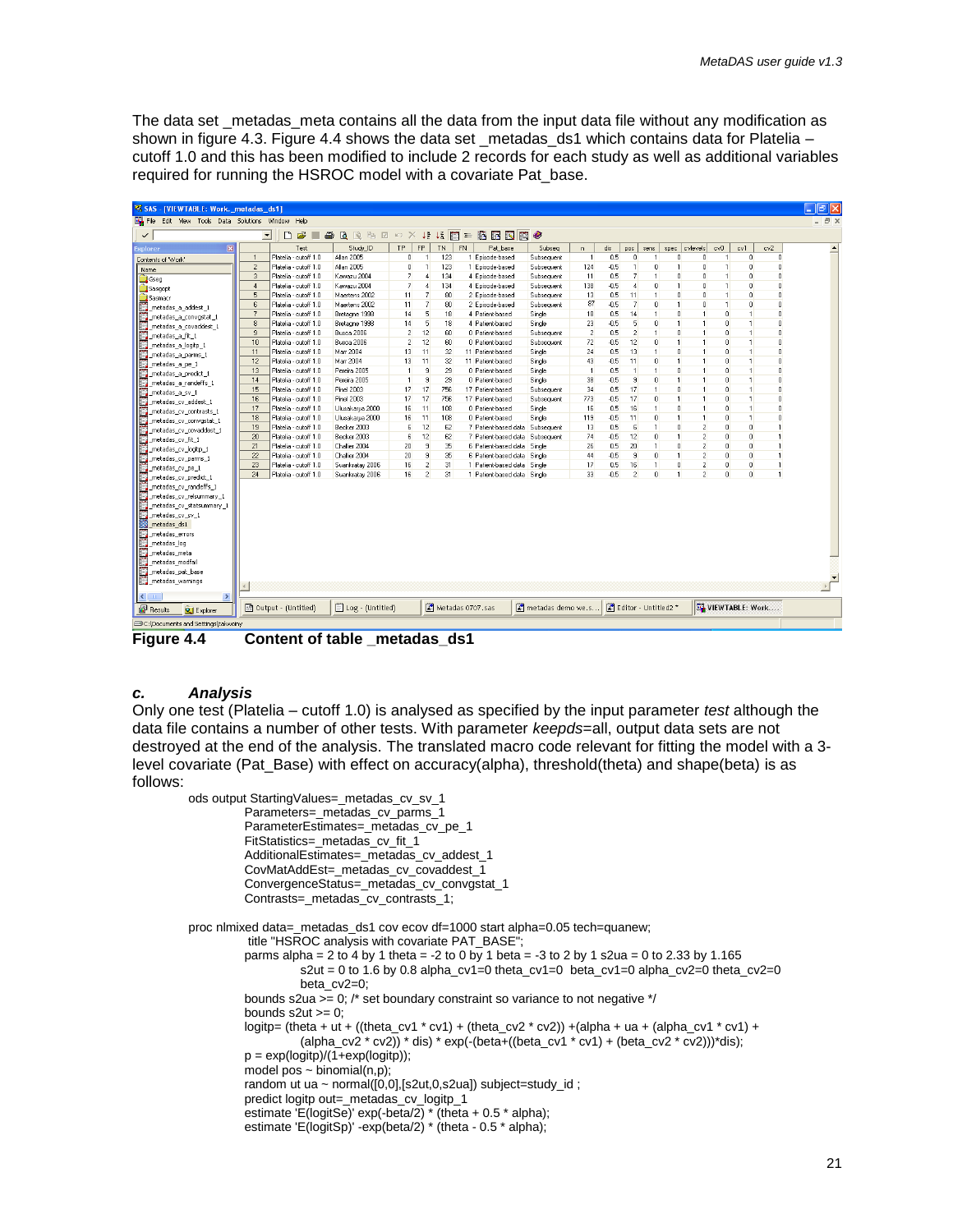The data set _metadas_meta contains all the data from the input data file without any modification as shown in figure 4.3. Figure 4.4 shows the data set _metadas_ds1 which contains data for Platelia – cutoff 1.0 and this has been modified to include 2 records for each study as well as additional variables required for running the HSROC model with a covariate Pat_base.

| | Test | Study_ID | TP | FP | TN | FN | Pat_base | Subseq | n | dis | pos | sens | spec | cvlevels | cv0 | cv1 | cv2 |
|---|---|---|---|---|---|---|---|---|---|---|---|---|---|---|---|---|---|
| 1 | Platelia - cutoff 1.0 | Allan 2005 | 0 | 1 | 123 | 1 | Episode-based | Subsequent | 1 | 0.5 | 0 | 1 | 0 | 0 | 1 | 0 | 0 |
| 2 | Platelia - cutoff 1.0 | Allan 2005 | 0 | 1 | 123 | 1 | Episode-based | Subsequent | 124 | -0.5 | 1 | 0 | 1 | 0 | 1 | 0 | 0 |
| 3 | Platelia - cutoff 1.0 | Kawazu 2004 | 7 | 4 | 134 | 4 | Episode-based | Subsequent | 11 | 0.5 | 7 | 1 | 0 | 0 | 1 | 0 | 0 |
| 4 | Platelia - cutoff 1.0 | Kawazu 2004 | 7 | 4 | 134 | 4 | Episode-based | Subsequent | 138 | -0.5 | 4 | 0 | 1 | 0 | 1 | 0 | 0 |
| 5 | Platelia - cutoff 1.0 | Maertens 2002 | 11 | 7 | 80 | 2 | Episode-based | Subsequent | 13 | 0.5 | 11 | 1 | 0 | 0 | 1 | 0 | 0 |
| 6 | Platelia - cutoff 1.0 | Maertens 2002 | 11 | 7 | 80 | 2 | Episode-based | Subsequent | 87 | -0.5 | 7 | 0 | 1 | 0 | 1 | 0 | 0 |
| 7 | Platelia - cutoff 1.0 | Bretagne 1998 | 14 | 5 | 18 | 4 | Patient-based | Single | 18 | 0.5 | 14 | 1 | 0 | 1 | 0 | 1 | 0 |
| 8 | Platelia - cutoff 1.0 | Bretagne 1998 | 14 | 5 | 18 | 4 | Patient-based | Single | 23 | -0.5 | 5 | 0 | 1 | 1 | 0 | 1 | 0 |
| 9 | Platelia - cutoff 1.0 | Buesa 2006 | 2 | 12 | 60 | 0 | Patient-based | Subsequent | 2 | 0.5 | 2 | 1 | 0 | 1 | 0 | 1 | 0 |
| 10 | Platelia - cutoff 1.0 | Buesa 2006 | 2 | 12 | 60 | 0 | Patient-based | Subsequent | 72 | -0.5 | 12 | 0 | 1 | 1 | 0 | 1 | 0 |
| 11 | Platelia - cutoff 1.0 | Marr 2004 | 13 | 11 | 32 | 11 | Patient-based | Single | 24 | 0.5 | 13 | 1 | 0 | 1 | 0 | 1 | 0 |
| 12 | Platelia - cutoff 1.0 | Marr 2004 | 13 | 11 | 32 | 11 | Patient-based | Single | 43 | -0.5 | 11 | 0 | 1 | 1 | 0 | 1 | 0 |
| 13 | Platelia - cutoff 1.0 | Pereira 2005 | 1 | 9 | 29 | 0 | Patient-based | Single | 1 | 0.5 | 1 | 1 | 0 | 1 | 0 | 1 | 0 |
| 14 | Platelia - cutoff 1.0 | Pereira 2005 | 1 | 9 | 29 | 0 | Patient-based | Single | 38 | -0.5 | 9 | 0 | 1 | 1 | 0 | 1 | 0 |
| 15 | Platelia - cutoff 1.0 | Pinel 2003 | 17 | 17 | 756 | 17 | Patient-based | Subsequent | 34 | 0.5 | 17 | 1 | 0 | 1 | 0 | 1 | 0 |
| 16 | Platelia - cutoff 1.0 | Pinel 2003 | 17 | 17 | 756 | 17 | Patient-based | Subsequent | 773 | -0.5 | 17 | 0 | 1 | 1 | 0 | 1 | 0 |
| 17 | Platelia - cutoff 1.0 | Ulusakarya 2000 | 16 | 11 | 108 | 0 | Patient-based | Single | 16 | 0.5 | 16 | 1 | 0 | 1 | 0 | 1 | 0 |
| 18 | Platelia - cutoff 1.0 | Ulusakarya 2000 | 16 | 11 | 108 | 0 | Patient-based | Single | 119 | -0.5 | 11 | 0 | 1 | 1 | 0 | 1 | 0 |
| 19 | Platelia - cutoff 1.0 | Becker 2003 | 6 | 12 | 62 | 7 | Patient-based data | Subsequent | 13 | 0.5 | 6 | 1 | 0 | 2 | 0 | 0 | 1 |
| 20 | Platelia - cutoff 1.0 | Becker 2003 | 6 | 12 | 62 | 7 | Patient-based data | Subsequent | 74 | -0.5 | 12 | 0 | 1 | 2 | 0 | 0 | 1 |
| 21 | Platelia - cutoff 1.0 | Challier 2004 | 20 | 9 | 35 | 6 | Patient-based data | Single | 26 | 0.5 | 20 | 1 | 0 | 2 | 0 | 0 | 1 |
| 22 | Platelia - cutoff 1.0 | Challier 2004 | 20 | 9 | 35 | 6 | Patient-based data | Single | 44 | -0.5 | 9 | 0 | 1 | 2 | 0 | 0 | 1 |
| 23 | Platelia - cutoff 1.0 | Suankratay 2006 | 16 | 2 | 31 | 1 | Patient-based data | Single | 17 | 0.5 | 16 | 1 | 0 | 2 | 0 | 0 | 1 |
| 24 | Platelia - cutoff 1.0 | Suankratay 2006 | 16 | 2 | 31 | 1 | Patient-based data | Single | 33 | -0.5 | 2 | 0 | 1 | 2 | 0 | 0 | 1 |

**Figure 4.4 Content of table _metadas_ds1**

### *c. Analysis*

Only one test (Platelia – cutoff 1.0) is analysed as specified by the input parameter *test* although the data file contains a number of other tests. With parameter *keepds*=all, output data sets are not destroyed at the end of the analysis. The translated macro code relevant for fitting the model with a 3-level covariate (Pat_Base) with effect on accuracy(alpha), threshold(theta) and shape(beta) is as follows:

```
ods output StartingValues=_metadas_cv_sv_1
           Parameters=_metadas_cv_parms_1
           ParameterEstimates=_metadas_cv_pe_1
           FitStatistics=_metadas_cv_fit_1
           AdditionalEstimates=_metadas_cv_addest_1
           CovMatAddEst=_metadas_cv_covaddest_1
           ConvergenceStatus=_metadas_cv_convgstat_1
           Contrasts=_metadas_cv_contrasts_1;

proc nlmixed data=_metadas_ds1 cov ecov df=1000 start alpha=0.05 tech=quanew;
            title "HSROC analysis with covariate PAT_BASE";
           parms alpha = 2 to 4 by 1 theta = -2 to 0 by 1 beta = -3 to 2 by 1 s2ua = 0 to 2.33 by 1.165
                  s2ut = 0 to 1.6 by 0.8 alpha_cv1=0 theta_cv1=0  beta_cv1=0 alpha_cv2=0 theta_cv2=0
                  beta_cv2=0;
           bounds s2ua >= 0; /* set boundary constraint so variance to not negative */
           bounds s2ut >= 0;
           logitp= (theta + ut + ((theta_cv1 * cv1) + (theta_cv2 * cv2)) +(alpha + ua + (alpha_cv1 * cv1) +
                  (alpha_cv2 * cv2)) * dis) * exp(-(beta+((beta_cv1 * cv1) + (beta_cv2 * cv2)))*dis);
           p = exp(logitp)/(1+exp(logitp));
           model pos ~ binomial(n,p);
           random ut ua ~ normal([0,0],[s2ut,0,s2ua]) subject=study_id ;
           predict logitp out=_metadas_cv_logitp_1
           estimate 'E(logitSe)' exp(-beta/2) * (theta + 0.5 * alpha);
           estimate 'E(logitSp)' -exp(beta/2) * (theta - 0.5 * alpha);
```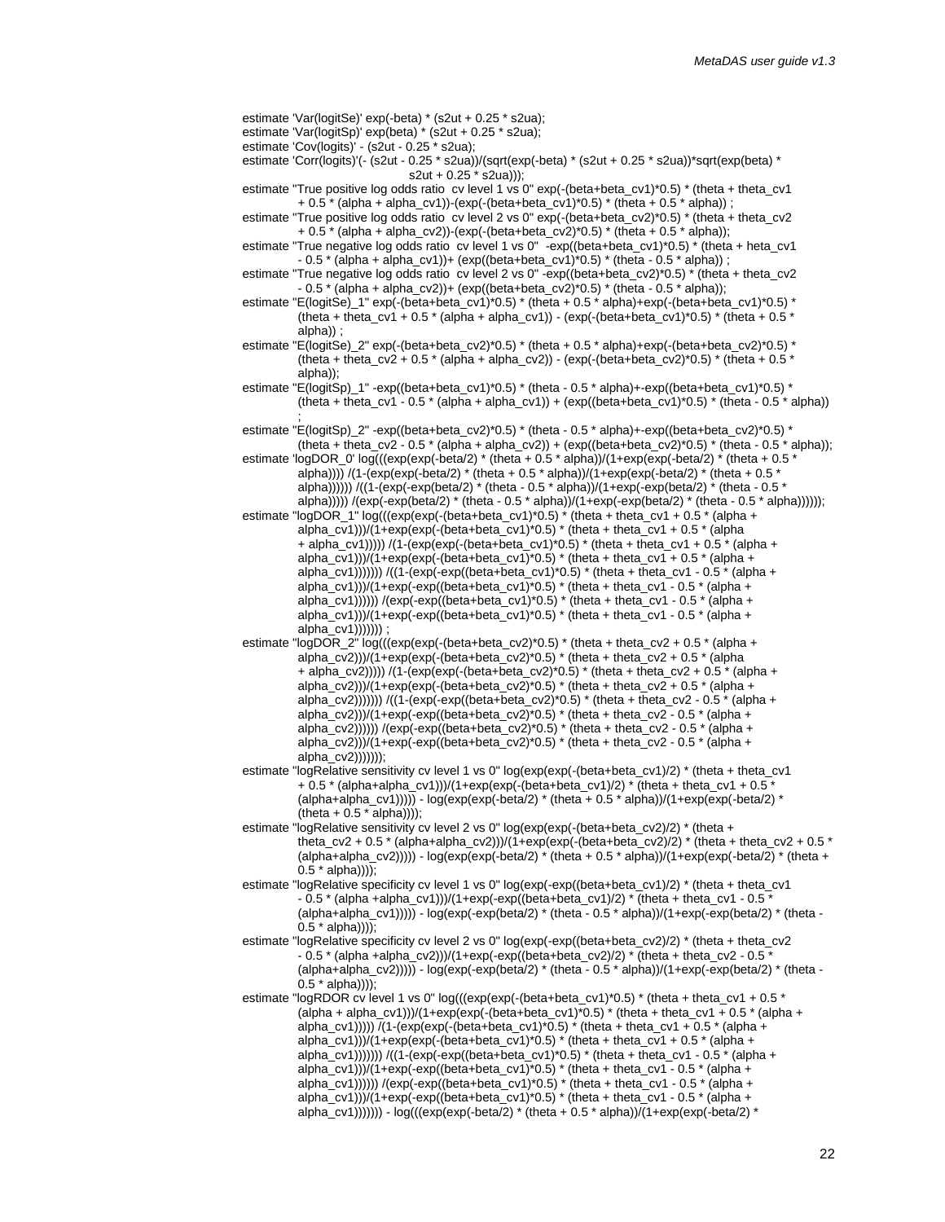```
estimate 'Var(logitSe)' exp(-beta) * (s2ut + 0.25 * s2ua);
estimate 'Var(logitSp)' exp(beta) * (s2ut + 0.25 * s2ua);
estimate 'Cov(logits)' - (s2ut - 0.25 * s2ua);
estimate 'Corr(logits)'(- (s2ut - 0.25 * s2ua))/(sqrt(exp(-beta) * (s2ut + 0.25 * s2ua))*sqrt(exp(beta) *
                                    s2ut + 0.25 * s2ua)));
estimate "True positive log odds ratio  cv level 1 vs 0" exp(-(beta+beta_cv1)*0.5) * (theta + theta_cv1
         + 0.5 * (alpha + alpha_cv1))-(exp(-(beta+beta_cv1)*0.5) * (theta + 0.5 * alpha)) ;
estimate "True positive log odds ratio  cv level 2 vs 0" exp(-(beta+beta_cv2)*0.5) * (theta + theta_cv2
         + 0.5 * (alpha + alpha_cv2))-(exp(-(beta+beta_cv2)*0.5) * (theta + 0.5 * alpha));
estimate "True negative log odds ratio  cv level 1 vs 0"  -exp((beta+beta_cv1)*0.5) * (theta + heta_cv1
         - 0.5 * (alpha + alpha_cv1))+ (exp((beta+beta_cv1)*0.5) * (theta - 0.5 * alpha)) ;
estimate "True negative log odds ratio  cv level 2 vs 0" -exp((beta+beta_cv2)*0.5) * (theta + theta_cv2
         - 0.5 * (alpha + alpha_cv2))+ (exp((beta+beta_cv2)*0.5) * (theta - 0.5 * alpha));
estimate "E(logitSe)_1" exp(-(beta+beta_cv1)*0.5) * (theta + 0.5 * alpha)+exp(-(beta+beta_cv1)*0.5) *
         (theta + theta_cv1 + 0.5 * (alpha + alpha_cv1)) - (exp(-(beta+beta_cv1)*0.5) * (theta + 0.5 *
         alpha)) ;
estimate "E(logitSe)_2" exp(-(beta+beta_cv2)*0.5) * (theta + 0.5 * alpha)+exp(-(beta+beta_cv2)*0.5) *
         (theta + theta_cv2 + 0.5 * (alpha + alpha_cv2)) - (exp(-(beta+beta_cv2)*0.5) * (theta + 0.5 *
         alpha));
estimate "E(logitSp)_1" -exp((beta+beta_cv1)*0.5) * (theta - 0.5 * alpha)+-exp((beta+beta_cv1)*0.5) *
         (theta + theta_cv1 - 0.5 * (alpha + alpha_cv1)) + (exp((beta+beta_cv1)*0.5) * (theta - 0.5 * alpha))
         ;
estimate "E(logitSp)_2" -exp((beta+beta_cv2)*0.5) * (theta - 0.5 * alpha)+-exp((beta+beta_cv2)*0.5) *
         (theta + theta_cv2 - 0.5 * (alpha + alpha_cv2)) + (exp((beta+beta_cv2)*0.5) * (theta - 0.5 * alpha));
estimate 'logDOR_0' log(((exp(exp(-beta/2) * (theta + 0.5 * alpha))/(1+exp(exp(-beta/2) * (theta + 0.5 *
         alpha)))) /(1-(exp(exp(-beta/2) * (theta + 0.5 * alpha))/(1+exp(exp(-beta/2) * (theta + 0.5 *
         alpha)))))) /((1-(exp(-exp(beta/2) * (theta - 0.5 * alpha))/(1+exp(-exp(beta/2) * (theta - 0.5 *
         alpha))))) /(exp(-exp(beta/2) * (theta - 0.5 * alpha))/(1+exp(-exp(beta/2) * (theta - 0.5 * alpha))))));
estimate "logDOR_1" log(((exp(exp(-(beta+beta_cv1)*0.5) * (theta + theta_cv1 + 0.5 * (alpha +
         alpha_cv1)))/(1+exp(exp(-(beta+beta_cv1)*0.5) * (theta + theta_cv1 + 0.5 * (alpha
         + alpha_cv1))))) /(1-(exp(exp(-(beta+beta_cv1)*0.5) * (theta + theta_cv1 + 0.5 * (alpha +
         alpha_cv1)))/(1+exp(exp(-(beta+beta_cv1)*0.5) * (theta + theta_cv1 + 0.5 * (alpha +
         alpha_cv1))))))) /((1-(exp(-exp((beta+beta_cv1)*0.5) * (theta + theta_cv1 - 0.5 * (alpha +
         alpha_cv1)))/(1+exp(-exp((beta+beta_cv1)*0.5) * (theta + theta_cv1 - 0.5 * (alpha +
         alpha_cv1)))))) /(exp(-exp((beta+beta_cv1)*0.5) * (theta + theta_cv1 - 0.5 * (alpha +
         alpha_cv1)))/(1+exp(-exp((beta+beta_cv1)*0.5) * (theta + theta_cv1 - 0.5 * (alpha +
         alpha_cv1))))))) ;
estimate "logDOR_2" log(((exp(exp(-(beta+beta_cv2)*0.5) * (theta + theta_cv2 + 0.5 * (alpha +
         alpha_cv2)))/(1+exp(exp(-(beta+beta_cv2)*0.5) * (theta + theta_cv2 + 0.5 * (alpha
         + alpha_cv2))))) /(1-(exp(exp(-(beta+beta_cv2)*0.5) * (theta + theta_cv2 + 0.5 * (alpha +
         alpha_cv2)))/(1+exp(exp(-(beta+beta_cv2)*0.5) * (theta + theta_cv2 + 0.5 * (alpha +
         alpha_cv2))))))) /((1-(exp(-exp((beta+beta_cv2)*0.5) * (theta + theta_cv2 - 0.5 * (alpha +
         alpha_cv2)))/(1+exp(-exp((beta+beta_cv2)*0.5) * (theta + theta_cv2 - 0.5 * (alpha +
         alpha_cv2)))))) /(exp(-exp((beta+beta_cv2)*0.5) * (theta + theta_cv2 - 0.5 * (alpha +
         alpha_cv2)))/(1+exp(-exp((beta+beta_cv2)*0.5) * (theta + theta_cv2 - 0.5 * (alpha +
         alpha_cv2)))))));
estimate "logRelative sensitivity cv level 1 vs 0" log(exp(exp(-(beta+beta_cv1)/2) * (theta + theta_cv1
         + 0.5 * (alpha+alpha_cv1)))/(1+exp(exp(-(beta+beta_cv1)/2) * (theta + theta_cv1 + 0.5 *
         (alpha+alpha_cv1))))) - log(exp(exp(-beta/2) * (theta + 0.5 * alpha))/(1+exp(exp(-beta/2) *
         (theta + 0.5 * alpha))));
estimate "logRelative sensitivity cv level 2 vs 0" log(exp(exp(-(beta+beta_cv2)/2) * (theta +
         theta_cv2 + 0.5 * (alpha+alpha_cv2)))/(1+exp(exp(-(beta+beta_cv2)/2) * (theta + theta_cv2 + 0.5 *
         (alpha+alpha_cv2))))) - log(exp(exp(-beta/2) * (theta + 0.5 * alpha))/(1+exp(exp(-beta/2) * (theta +
         0.5 * alpha))));
estimate "logRelative specificity cv level 1 vs 0" log(exp(-exp((beta+beta_cv1)/2) * (theta + theta_cv1
         - 0.5 * (alpha +alpha_cv1)))/(1+exp(-exp((beta+beta_cv1)/2) * (theta + theta_cv1 - 0.5 *
         (alpha+alpha_cv1))))) - log(exp(-exp(beta/2) * (theta - 0.5 * alpha))/(1+exp(-exp(beta/2) * (theta -
         0.5 * alpha))));
estimate "logRelative specificity cv level 2 vs 0" log(exp(-exp((beta+beta_cv2)/2) * (theta + theta_cv2
         - 0.5 * (alpha +alpha_cv2)))/(1+exp(-exp((beta+beta_cv2)/2) * (theta + theta_cv2 - 0.5 *
         (alpha+alpha_cv2))))) - log(exp(-exp(beta/2) * (theta - 0.5 * alpha))/(1+exp(-exp(beta/2) * (theta -
         0.5 * alpha))));
estimate "logRDOR cv level 1 vs 0" log(((exp(exp(-(beta+beta_cv1)*0.5) * (theta + theta_cv1 + 0.5 *
         (alpha + alpha_cv1)))/(1+exp(exp(-(beta+beta_cv1)*0.5) * (theta + theta_cv1 + 0.5 * (alpha +
         alpha_cv1))))) /(1-(exp(exp(-(beta+beta_cv1)*0.5) * (theta + theta_cv1 + 0.5 * (alpha +
         alpha_cv1)))/(1+exp(exp(-(beta+beta_cv1)*0.5) * (theta + theta_cv1 + 0.5 * (alpha +
         alpha_cv1))))))) /((1-(exp(-exp((beta+beta_cv1)*0.5) * (theta + theta_cv1 - 0.5 * (alpha +
         alpha_cv1)))/(1+exp(-exp((beta+beta_cv1)*0.5) * (theta + theta_cv1 - 0.5 * (alpha +
         alpha_cv1)))))) /(exp(-exp((beta+beta_cv1)*0.5) * (theta + theta_cv1 - 0.5 * (alpha +
         alpha_cv1)))/(1+exp(-exp((beta+beta_cv1)*0.5) * (theta + theta_cv1 - 0.5 * (alpha +
         alpha_cv1))))))) - log(((exp(exp(-beta/2) * (theta + 0.5 * alpha))/(1+exp(exp(-beta/2) *
```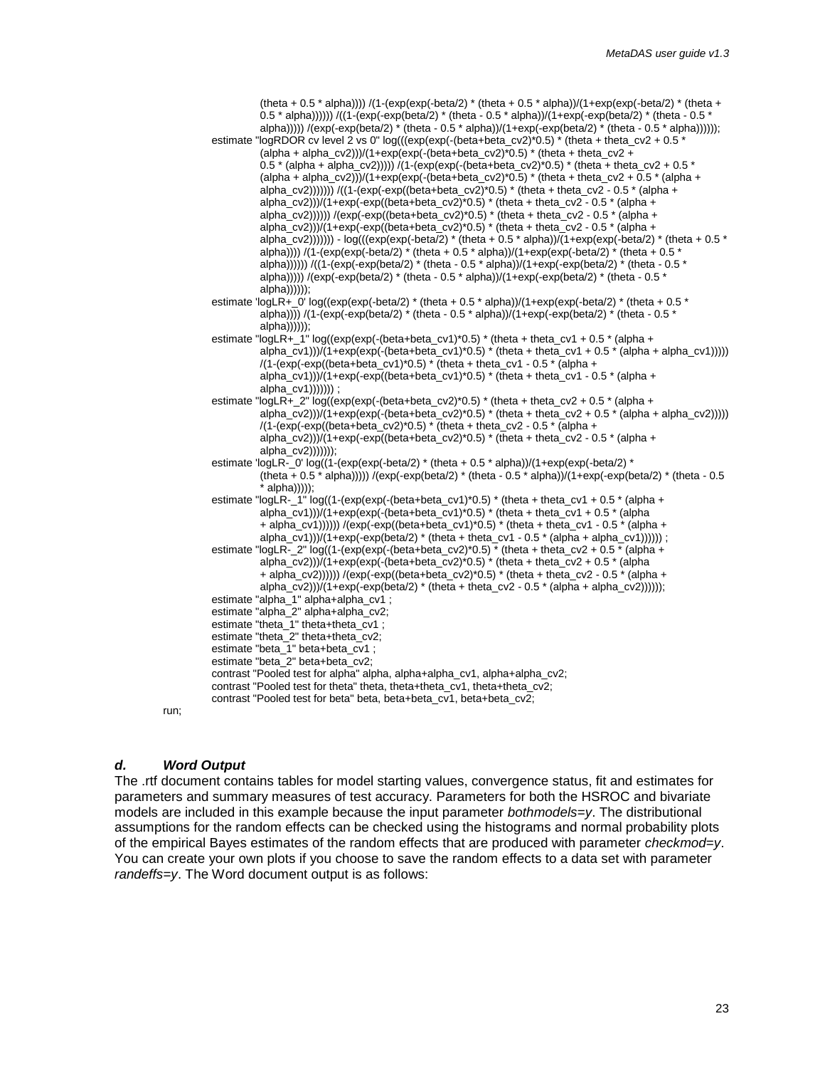```
            (theta + 0.5 * alpha)))) /(1-(exp(exp(-beta/2) * (theta + 0.5 * alpha))/(1+exp(exp(-beta/2) * (theta +
            0.5 * alpha)))))) /((1-(exp(-exp(beta/2) * (theta - 0.5 * alpha))/(1+exp(-exp(beta/2) * (theta - 0.5 *
            alpha))))) /(exp(-exp(beta/2) * (theta - 0.5 * alpha))/(1+exp(-exp(beta/2) * (theta - 0.5 * alpha))))));
    estimate "logRDOR cv level 2 vs 0" log(((exp(exp(-(beta+beta_cv2)*0.5) * (theta + theta_cv2 + 0.5 *
            (alpha + alpha_cv2)))/(1+exp(exp(-(beta+beta_cv2)*0.5) * (theta + theta_cv2 +
            0.5 * (alpha + alpha_cv2))))) /(1-(exp(exp(-(beta+beta_cv2)*0.5) * (theta + theta_cv2 + 0.5 *
            (alpha + alpha_cv2)))/(1+exp(exp(-(beta+beta_cv2)*0.5) * (theta + theta_cv2 + 0.5 * (alpha +
            alpha_cv2))))))) /((1-(exp(-exp((beta+beta_cv2)*0.5) * (theta + theta_cv2 - 0.5 * (alpha +
            alpha_cv2)))/(1+exp(-exp((beta+beta_cv2)*0.5) * (theta + theta_cv2 - 0.5 * (alpha +
            alpha_cv2)))))) /(exp(-exp((beta+beta_cv2)*0.5) * (theta + theta_cv2 - 0.5 * (alpha +
            alpha_cv2)))/(1+exp(-exp((beta+beta_cv2)*0.5) * (theta + theta_cv2 - 0.5 * (alpha +
            alpha_cv2))))))) - log(((exp(exp(-beta/2) * (theta + 0.5 * alpha))/(1+exp(exp(-beta/2) * (theta + 0.5 *
            alpha)))) /(1-(exp(exp(-beta/2) * (theta + 0.5 * alpha))/(1+exp(exp(-beta/2) * (theta + 0.5 *
            alpha)))))) /((1-(exp(-exp(beta/2) * (theta - 0.5 * alpha))/(1+exp(-exp(beta/2) * (theta - 0.5 *
            alpha))))) /(exp(-exp(beta/2) * (theta - 0.5 * alpha))/(1+exp(-exp(beta/2) * (theta - 0.5 *
            alpha))))));
    estimate 'logLR+_0' log((exp(exp(-beta/2) * (theta + 0.5 * alpha))/(1+exp(exp(-beta/2) * (theta + 0.5 *
            alpha)))) /(1-(exp(-exp(beta/2) * (theta - 0.5 * alpha))/(1+exp(-exp(beta/2) * (theta - 0.5 *
            alpha))))));
    estimate "logLR+_1" log((exp(exp(-(beta+beta_cv1)*0.5) * (theta + theta_cv1 + 0.5 * (alpha +
            alpha_cv1)))/(1+exp(exp(-(beta+beta_cv1)*0.5) * (theta + theta_cv1 + 0.5 * (alpha + alpha_cv1)))))
            /(1-(exp(-exp((beta+beta_cv1)*0.5) * (theta + theta_cv1 - 0.5 * (alpha +
            alpha_cv1)))/(1+exp(-exp((beta+beta_cv1)*0.5) * (theta + theta_cv1 - 0.5 * (alpha +
            alpha_cv1))))))) ;
    estimate "logLR+_2" log((exp(exp(-(beta+beta_cv2)*0.5) * (theta + theta_cv2 + 0.5 * (alpha +
            alpha_cv2)))/(1+exp(exp(-(beta+beta_cv2)*0.5) * (theta + theta_cv2 + 0.5 * (alpha + alpha_cv2)))))
            /(1-(exp(-exp((beta+beta_cv2)*0.5) * (theta + theta_cv2 - 0.5 * (alpha +
            alpha_cv2)))/(1+exp(-exp((beta+beta_cv2)*0.5) * (theta + theta_cv2 - 0.5 * (alpha +
            alpha_cv2)))))));
    estimate 'logLR-_0' log((1-(exp(exp(-beta/2) * (theta + 0.5 * alpha))/(1+exp(exp(-beta/2) *
            (theta + 0.5 * alpha))))) /(exp(-exp(beta/2) * (theta - 0.5 * alpha))/(1+exp(-exp(beta/2) * (theta - 0.5
            * alpha)))));
    estimate "logLR-_1" log((1-(exp(exp(-(beta+beta_cv1)*0.5) * (theta + theta_cv1 + 0.5 * (alpha +
            alpha_cv1)))/(1+exp(exp(-(beta+beta_cv1)*0.5) * (theta + theta_cv1 + 0.5 * (alpha
            + alpha_cv1)))))) /(exp(-exp((beta+beta_cv1)*0.5) * (theta + theta_cv1 - 0.5 * (alpha +
            alpha_cv1)))/(1+exp(-exp(beta/2) * (theta + theta_cv1 - 0.5 * (alpha + alpha_cv1)))))) ;
    estimate "logLR-_2" log((1-(exp(exp(-(beta+beta_cv2)*0.5) * (theta + theta_cv2 + 0.5 * (alpha +
            alpha_cv2)))/(1+exp(exp(-(beta+beta_cv2)*0.5) * (theta + theta_cv2 + 0.5 * (alpha
            + alpha_cv2)))))) /(exp(-exp((beta+beta_cv2)*0.5) * (theta + theta_cv2 - 0.5 * (alpha +
            alpha_cv2)))/(1+exp(-exp(beta/2) * (theta + theta_cv2 - 0.5 * (alpha + alpha_cv2))))));
    estimate "alpha_1" alpha+alpha_cv1 ;
    estimate "alpha_2" alpha+alpha_cv2;
    estimate "theta_1" theta+theta_cv1 ;
    estimate "theta_2" theta+theta_cv2;
    estimate "beta_1" beta+beta_cv1 ;
    estimate "beta_2" beta+beta_cv2;
    contrast "Pooled test for alpha" alpha, alpha+alpha_cv1, alpha+alpha_cv2;
    contrast "Pooled test for theta" theta, theta+theta_cv1, theta+theta_cv2;
    contrast "Pooled test for beta" beta, beta+beta_cv1, beta+beta_cv2;
run;
```

### *d. Word Output*

The .rtf document contains tables for model starting values, convergence status, fit and estimates for parameters and summary measures of test accuracy. Parameters for both the HSROC and bivariate models are included in this example because the input parameter *bothmodels=y*. The distributional assumptions for the random effects can be checked using the histograms and normal probability plots of the empirical Bayes estimates of the random effects that are produced with parameter *checkmod=y*. You can create your own plots if you choose to save the random effects to a data set with parameter *randeffs=y*. The Word document output is as follows: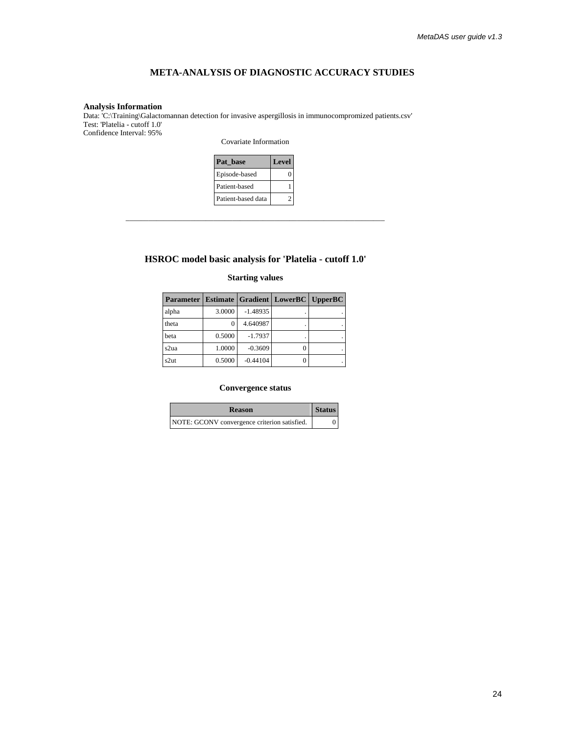# META-ANALYSIS OF DIAGNOSTIC ACCURACY STUDIES

**Analysis Information**
Data: 'C:\Training\Galactomannan detection for invasive aspergillosis in immunocompromized patients.csv'
Test: 'Platelia - cutoff 1.0'
Confidence Interval: 95%

Covariate Information

| Pat_base | Level |
|---|---|
| Episode-based | 0 |
| Patient-based | 1 |
| Patient-based data | 2 |

---

## HSROC model basic analysis for 'Platelia - cutoff 1.0'

### Starting values

| Parameter | Estimate | Gradient | LowerBC | UpperBC |
|---|---|---|---|---|
| alpha | 3.0000 | -1.48935 | . | . |
| theta | 0 | 4.640987 | . | . |
| beta | 0.5000 | -1.7937 | . | . |
| s2ua | 1.0000 | -0.3609 | 0 | . |
| s2ut | 0.5000 | -0.44104 | 0 | . |

### Convergence status

| Reason | Status |
|---|---|
| NOTE: GCONV convergence criterion satisfied. | 0 |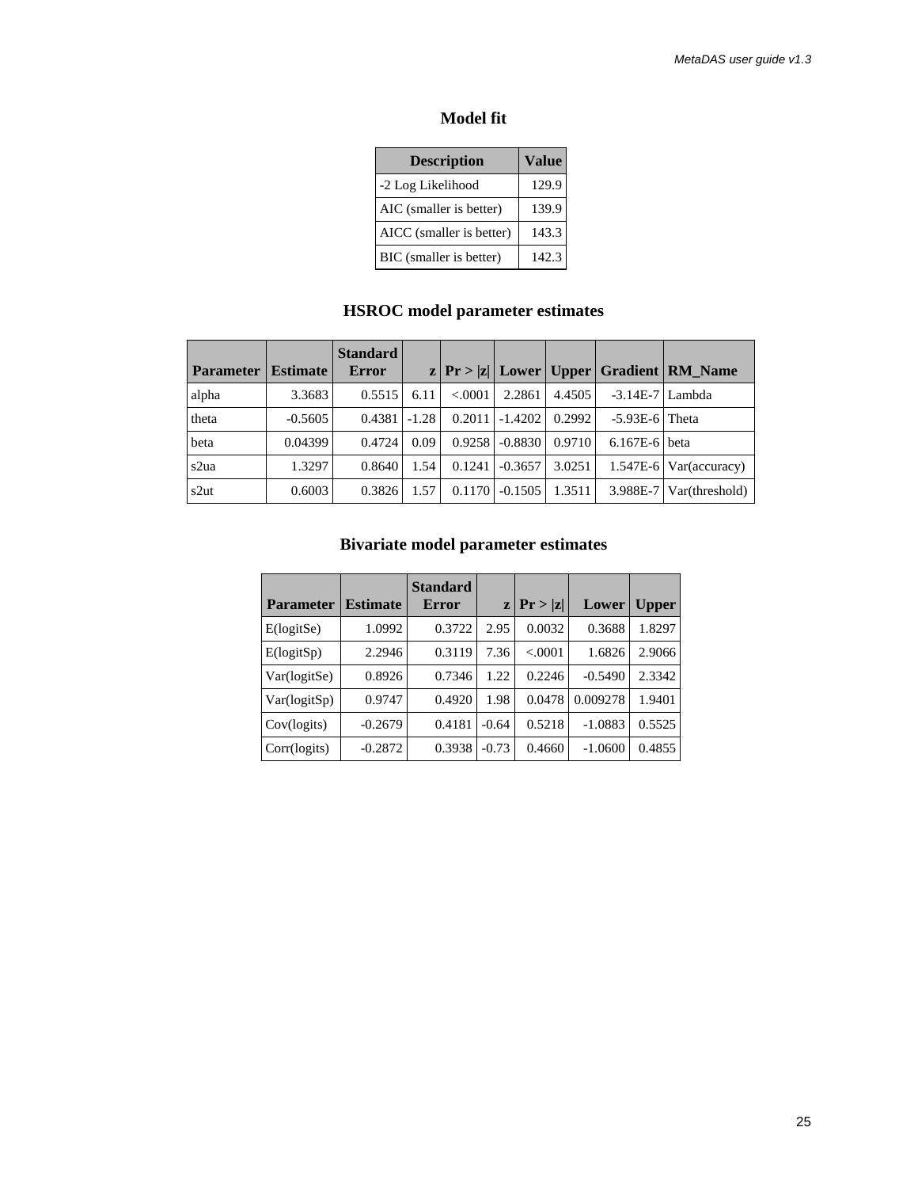### Model fit

| Description | Value |
|---|---|
| -2 Log Likelihood | 129.9 |
| AIC (smaller is better) | 139.9 |
| AICC (smaller is better) | 143.3 |
| BIC (smaller is better) | 142.3 |

### HSROC model parameter estimates

| Parameter | Estimate | Standard Error | z | Pr > \|z\| | Lower | Upper | Gradient | RM_Name |
|---|---|---|---|---|---|---|---|---|
| alpha | 3.3683 | 0.5515 | 6.11 | <.0001 | 2.2861 | 4.4505 | -3.14E-7 | Lambda |
| theta | -0.5605 | 0.4381 | -1.28 | 0.2011 | -1.4202 | 0.2992 | -5.93E-6 | Theta |
| beta | 0.04399 | 0.4724 | 0.09 | 0.9258 | -0.8830 | 0.9710 | 6.167E-6 | beta |
| s2ua | 1.3297 | 0.8640 | 1.54 | 0.1241 | -0.3657 | 3.0251 | 1.547E-6 | Var(accuracy) |
| s2ut | 0.6003 | 0.3826 | 1.57 | 0.1170 | -0.1505 | 1.3511 | 3.988E-7 | Var(threshold) |

### Bivariate model parameter estimates

| Parameter | Estimate | Standard Error | z | Pr > \|z\| | Lower | Upper |
|---|---|---|---|---|---|---|
| E(logitSe) | 1.0992 | 0.3722 | 2.95 | 0.0032 | 0.3688 | 1.8297 |
| E(logitSp) | 2.2946 | 0.3119 | 7.36 | <.0001 | 1.6826 | 2.9066 |
| Var(logitSe) | 0.8926 | 0.7346 | 1.22 | 0.2246 | -0.5490 | 2.3342 |
| Var(logitSp) | 0.9747 | 0.4920 | 1.98 | 0.0478 | 0.009278 | 1.9401 |
| Cov(logits) | -0.2679 | 0.4181 | -0.64 | 0.5218 | -1.0883 | 0.5525 |
| Corr(logits) | -0.2872 | 0.3938 | -0.73 | 0.4660 | -1.0600 | 0.4855 |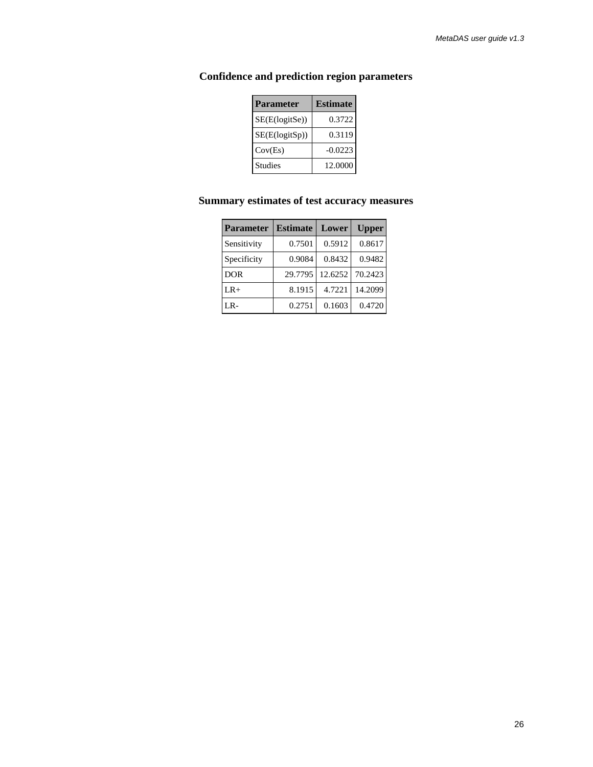## Confidence and prediction region parameters

| Parameter | Estimate |
|---|---|
| SE(E(logitSe)) | 0.3722 |
| SE(E(logitSp)) | 0.3119 |
| Cov(Es) | -0.0223 |
| Studies | 12.0000 |

## Summary estimates of test accuracy measures

| Parameter | Estimate | Lower | Upper |
|---|---|---|---|
| Sensitivity | 0.7501 | 0.5912 | 0.8617 |
| Specificity | 0.9084 | 0.8432 | 0.9482 |
| DOR | 29.7795 | 12.6252 | 70.2423 |
| LR+ | 8.1915 | 4.7221 | 14.2099 |
| LR- | 0.2751 | 0.1603 | 0.4720 |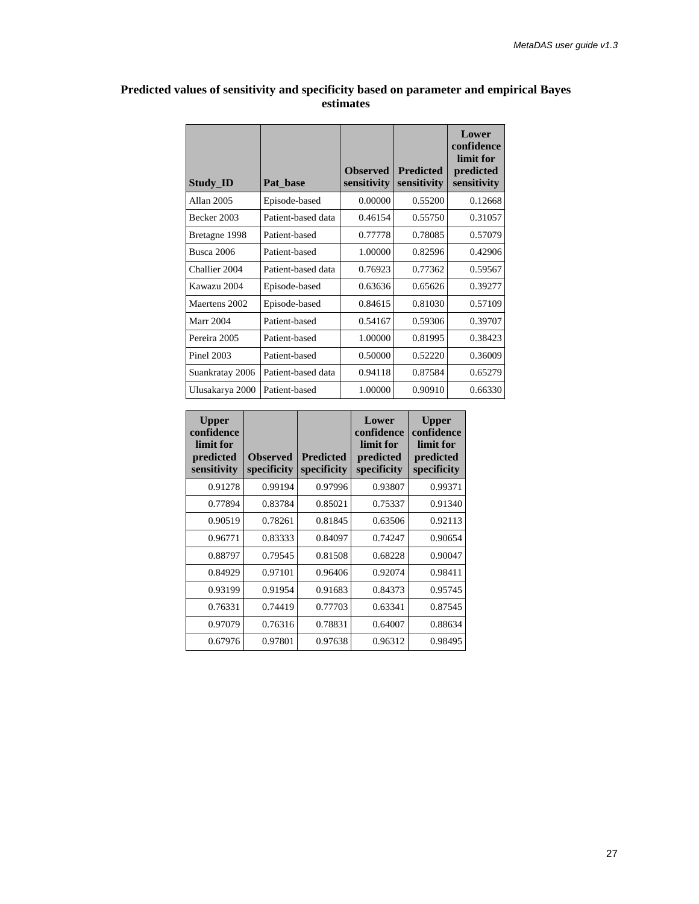**Predicted values of sensitivity and specificity based on parameter and empirical Bayes estimates**

| Study_ID | Pat_base | Observed sensitivity | Predicted sensitivity | Lower confidence limit for predicted sensitivity | Upper confidence limit for predicted sensitivity | Observed specificity | Predicted specificity | Lower confidence limit for predicted specificity | Upper confidence limit for predicted specificity |
|---|---|---|---|---|---|---|---|---|---|
| Allan 2005 | Episode-based | 0.00000 | 0.55200 | 0.12668 | 0.91278 | 0.99194 | 0.97996 | 0.93807 | 0.99371 |
| Becker 2003 | Patient-based data | 0.46154 | 0.55750 | 0.31057 | 0.77894 | 0.83784 | 0.85021 | 0.75337 | 0.91340 |
| Bretagne 1998 | Patient-based | 0.77778 | 0.78085 | 0.57079 | 0.90519 | 0.78261 | 0.81845 | 0.63506 | 0.92113 |
| Busca 2006 | Patient-based | 1.00000 | 0.82596 | 0.42906 | 0.96771 | 0.83333 | 0.84097 | 0.74247 | 0.90654 |
| Challier 2004 | Patient-based data | 0.76923 | 0.77362 | 0.59567 | 0.88797 | 0.79545 | 0.81508 | 0.68228 | 0.90047 |
| Kawazu 2004 | Episode-based | 0.63636 | 0.65626 | 0.39277 | 0.84929 | 0.97101 | 0.96406 | 0.92074 | 0.98411 |
| Maertens 2002 | Episode-based | 0.84615 | 0.81030 | 0.57109 | 0.93199 | 0.91954 | 0.91683 | 0.84373 | 0.95745 |
| Marr 2004 | Patient-based | 0.54167 | 0.59306 | 0.39707 | 0.76331 | 0.74419 | 0.77703 | 0.63341 | 0.87545 |
| Pereira 2005 | Patient-based | 1.00000 | 0.81995 | 0.38423 | 0.97079 | 0.76316 | 0.78831 | 0.64007 | 0.88634 |
| Pinel 2003 | Patient-based | 0.50000 | 0.52220 | 0.36009 | 0.67976 | 0.97801 | 0.97638 | 0.96312 | 0.98495 |
| Suankratay 2006 | Patient-based data | 0.94118 | 0.87584 | 0.65279 | | | | | |
| Ulusakarya 2000 | Patient-based | 1.00000 | 0.90910 | 0.66330 | | | | | |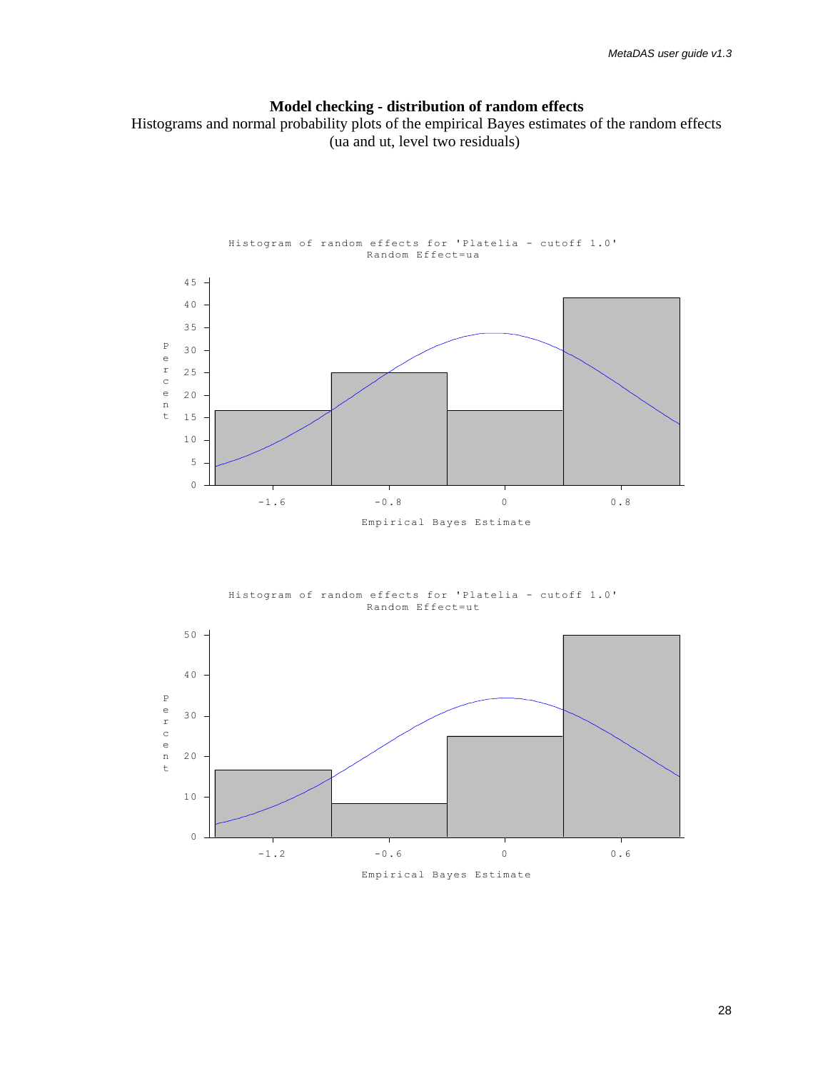**Model checking - distribution of random effects**

Histograms and normal probability plots of the empirical Bayes estimates of the random effects (ua and ut, level two residuals)

Histogram of random effects for 'Platelia - cutoff 1.0'
Random Effect=ua

Histogram of random effects for 'Platelia - cutoff 1.0'
Random Effect=ut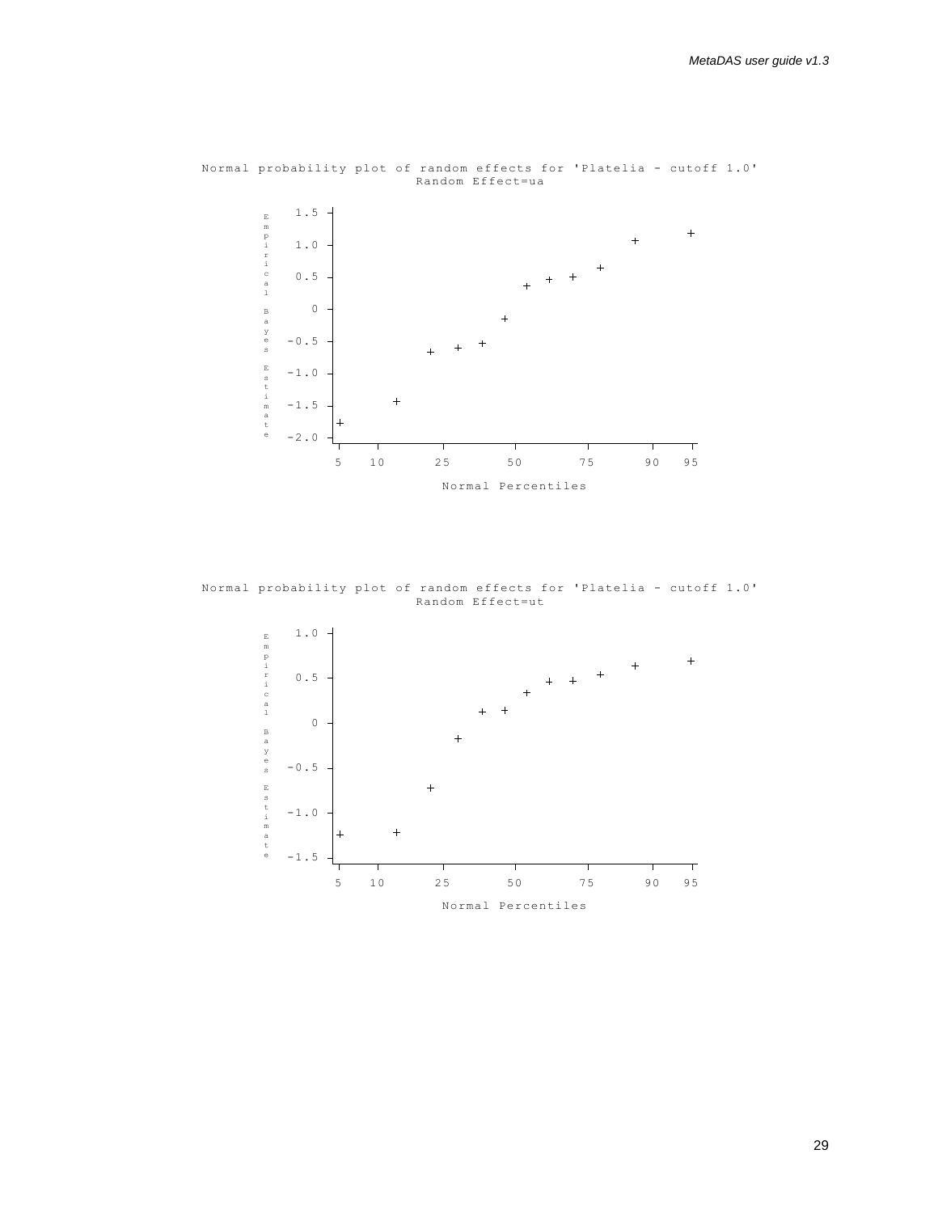Normal probability plot of random effects for 'Platelia - cutoff 1.0'
Random Effect=ua

Normal probability plot of random effects for 'Platelia - cutoff 1.0'
Random Effect=ut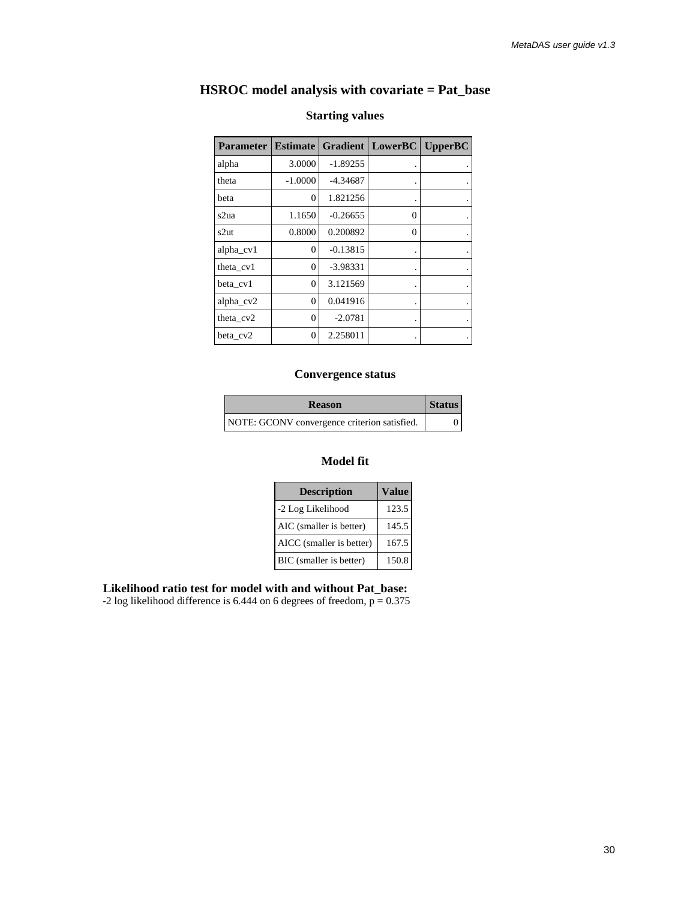# HSROC model analysis with covariate = Pat_base

## Starting values

| Parameter | Estimate | Gradient | LowerBC | UpperBC |
|---|---|---|---|---|
| alpha | 3.0000 | -1.89255 | . | . |
| theta | -1.0000 | -4.34687 | . | . |
| beta | 0 | 1.821256 | . | . |
| s2ua | 1.1650 | -0.26655 | 0 | . |
| s2ut | 0.8000 | 0.200892 | 0 | . |
| alpha_cv1 | 0 | -0.13815 | . | . |
| theta_cv1 | 0 | -3.98331 | . | . |
| beta_cv1 | 0 | 3.121569 | . | . |
| alpha_cv2 | 0 | 0.041916 | . | . |
| theta_cv2 | 0 | -2.0781 | . | . |
| beta_cv2 | 0 | 2.258011 | . | . |

## Convergence status

| Reason | Status |
|---|---|
| NOTE: GCONV convergence criterion satisfied. | 0 |

## Model fit

| Description | Value |
|---|---|
| -2 Log Likelihood | 123.5 |
| AIC (smaller is better) | 145.5 |
| AICC (smaller is better) | 167.5 |
| BIC (smaller is better) | 150.8 |

**Likelihood ratio test for model with and without Pat_base:**
-2 log likelihood difference is 6.444 on 6 degrees of freedom, p = 0.375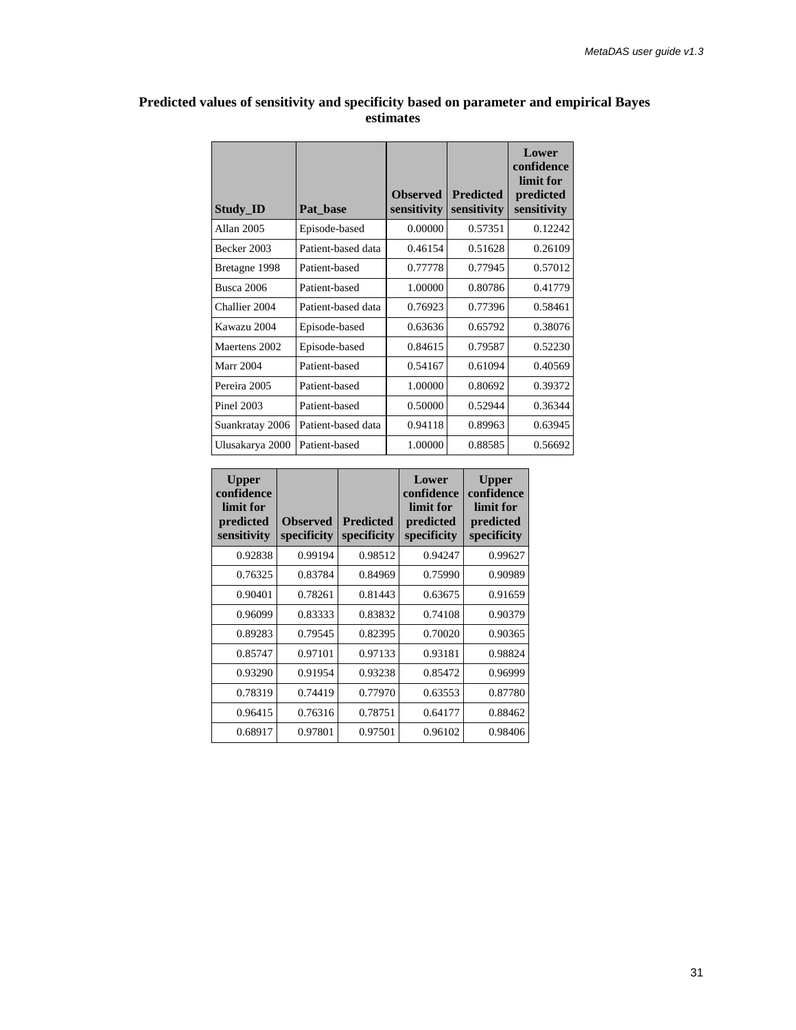**Predicted values of sensitivity and specificity based on parameter and empirical Bayes estimates**

| Study_ID | Pat_base | Observed sensitivity | Predicted sensitivity | Lower confidence limit for predicted sensitivity | Upper confidence limit for predicted sensitivity | Observed specificity | Predicted specificity | Lower confidence limit for predicted specificity | Upper confidence limit for predicted specificity |
|---|---|---|---|---|---|---|---|---|---|
| Allan 2005 | Episode-based | 0.00000 | 0.57351 | 0.12242 | 0.92838 | 0.99194 | 0.98512 | 0.94247 | 0.99627 |
| Becker 2003 | Patient-based data | 0.46154 | 0.51628 | 0.26109 | 0.76325 | 0.83784 | 0.84969 | 0.75990 | 0.90989 |
| Bretagne 1998 | Patient-based | 0.77778 | 0.77945 | 0.57012 | 0.90401 | 0.78261 | 0.81443 | 0.63675 | 0.91659 |
| Busca 2006 | Patient-based | 1.00000 | 0.80786 | 0.41779 | 0.96099 | 0.83333 | 0.83832 | 0.74108 | 0.90379 |
| Challier 2004 | Patient-based data | 0.76923 | 0.77396 | 0.58461 | 0.89283 | 0.79545 | 0.82395 | 0.70020 | 0.90365 |
| Kawazu 2004 | Episode-based | 0.63636 | 0.65792 | 0.38076 | 0.85747 | 0.97101 | 0.97133 | 0.93181 | 0.98824 |
| Maertens 2002 | Episode-based | 0.84615 | 0.79587 | 0.52230 | 0.93290 | 0.91954 | 0.93238 | 0.85472 | 0.96999 |
| Marr 2004 | Patient-based | 0.54167 | 0.61094 | 0.40569 | 0.78319 | 0.74419 | 0.77970 | 0.63553 | 0.87780 |
| Pereira 2005 | Patient-based | 1.00000 | 0.80692 | 0.39372 | 0.96415 | 0.76316 | 0.78751 | 0.64177 | 0.88462 |
| Pinel 2003 | Patient-based | 0.50000 | 0.52944 | 0.36344 | 0.68917 | 0.97801 | 0.97501 | 0.96102 | 0.98406 |
| Suankratay 2006 | Patient-based data | 0.94118 | 0.89963 | 0.63945 | | | | | |
| Ulusakarya 2000 | Patient-based | 1.00000 | 0.88585 | 0.56692 | | | | | |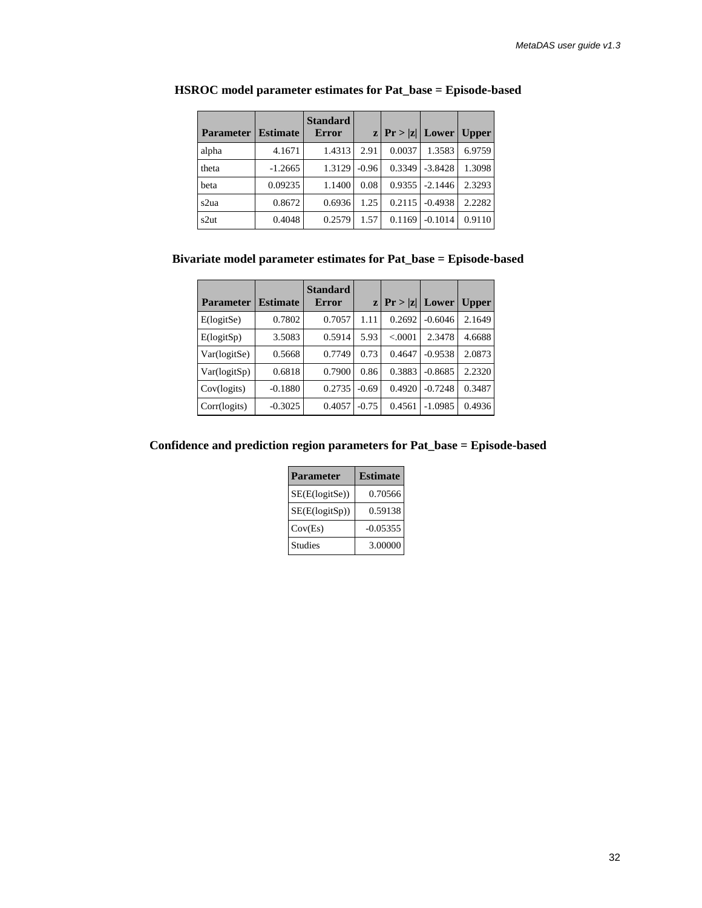### HSROC model parameter estimates for Pat_base = Episode-based

| Parameter | Estimate | Standard Error | z | Pr > \|z\| | Lower | Upper |
|---|---|---|---|---|---|---|
| alpha | 4.1671 | 1.4313 | 2.91 | 0.0037 | 1.3583 | 6.9759 |
| theta | -1.2665 | 1.3129 | -0.96 | 0.3349 | -3.8428 | 1.3098 |
| beta | 0.09235 | 1.1400 | 0.08 | 0.9355 | -2.1446 | 2.3293 |
| s2ua | 0.8672 | 0.6936 | 1.25 | 0.2115 | -0.4938 | 2.2282 |
| s2ut | 0.4048 | 0.2579 | 1.57 | 0.1169 | -0.1014 | 0.9110 |

### Bivariate model parameter estimates for Pat_base = Episode-based

| Parameter | Estimate | Standard Error | z | Pr > \|z\| | Lower | Upper |
|---|---|---|---|---|---|---|
| E(logitSe) | 0.7802 | 0.7057 | 1.11 | 0.2692 | -0.6046 | 2.1649 |
| E(logitSp) | 3.5083 | 0.5914 | 5.93 | <.0001 | 2.3478 | 4.6688 |
| Var(logitSe) | 0.5668 | 0.7749 | 0.73 | 0.4647 | -0.9538 | 2.0873 |
| Var(logitSp) | 0.6818 | 0.7900 | 0.86 | 0.3883 | -0.8685 | 2.2320 |
| Cov(logits) | -0.1880 | 0.2735 | -0.69 | 0.4920 | -0.7248 | 0.3487 |
| Corr(logits) | -0.3025 | 0.4057 | -0.75 | 0.4561 | -1.0985 | 0.4936 |

### Confidence and prediction region parameters for Pat_base = Episode-based

| Parameter | Estimate |
|---|---|
| SE(E(logitSe)) | 0.70566 |
| SE(E(logitSp)) | 0.59138 |
| Cov(Es) | -0.05355 |
| Studies | 3.00000 |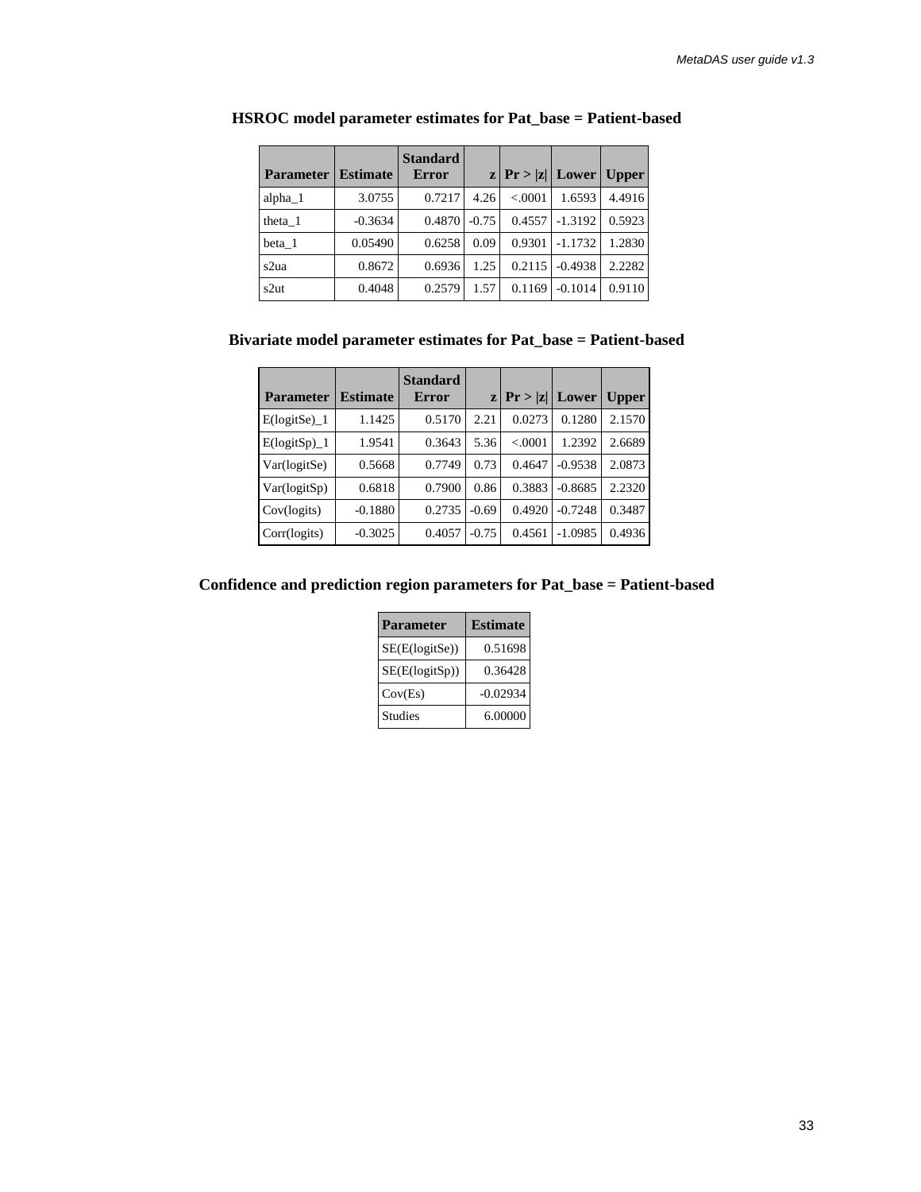**HSROC model parameter estimates for Pat_base = Patient-based**

| Parameter | Estimate | Standard Error | z | Pr > \|z\| | Lower | Upper |
|---|---|---|---|---|---|---|
| alpha_1 | 3.0755 | 0.7217 | 4.26 | <.0001 | 1.6593 | 4.4916 |
| theta_1 | -0.3634 | 0.4870 | -0.75 | 0.4557 | -1.3192 | 0.5923 |
| beta_1 | 0.05490 | 0.6258 | 0.09 | 0.9301 | -1.1732 | 1.2830 |
| s2ua | 0.8672 | 0.6936 | 1.25 | 0.2115 | -0.4938 | 2.2282 |
| s2ut | 0.4048 | 0.2579 | 1.57 | 0.1169 | -0.1014 | 0.9110 |

**Bivariate model parameter estimates for Pat_base = Patient-based**

| Parameter | Estimate | Standard Error | z | Pr > \|z\| | Lower | Upper |
|---|---|---|---|---|---|---|
| E(logitSe)_1 | 1.1425 | 0.5170 | 2.21 | 0.0273 | 0.1280 | 2.1570 |
| E(logitSp)_1 | 1.9541 | 0.3643 | 5.36 | <.0001 | 1.2392 | 2.6689 |
| Var(logitSe) | 0.5668 | 0.7749 | 0.73 | 0.4647 | -0.9538 | 2.0873 |
| Var(logitSp) | 0.6818 | 0.7900 | 0.86 | 0.3883 | -0.8685 | 2.2320 |
| Cov(logits) | -0.1880 | 0.2735 | -0.69 | 0.4920 | -0.7248 | 0.3487 |
| Corr(logits) | -0.3025 | 0.4057 | -0.75 | 0.4561 | -1.0985 | 0.4936 |

**Confidence and prediction region parameters for Pat_base = Patient-based**

| Parameter | Estimate |
|---|---|
| SE(E(logitSe)) | 0.51698 |
| SE(E(logitSp)) | 0.36428 |
| Cov(Es) | -0.02934 |
| Studies | 6.00000 |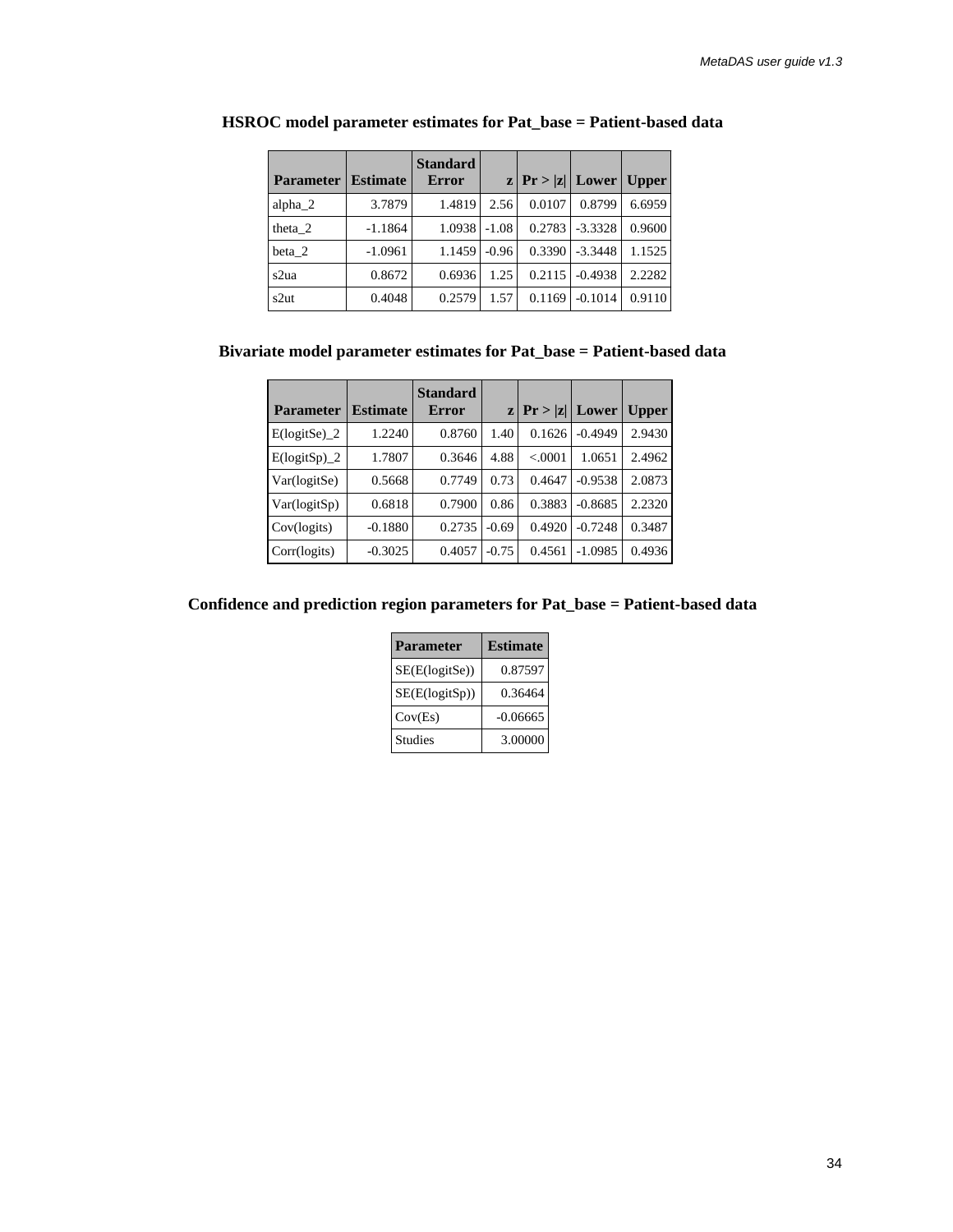**HSROC model parameter estimates for Pat_base = Patient-based data**

| Parameter | Estimate | Standard Error | z | Pr > \|z\| | Lower | Upper |
|---|---|---|---|---|---|---|
| alpha_2 | 3.7879 | 1.4819 | 2.56 | 0.0107 | 0.8799 | 6.6959 |
| theta_2 | -1.1864 | 1.0938 | -1.08 | 0.2783 | -3.3328 | 0.9600 |
| beta_2 | -1.0961 | 1.1459 | -0.96 | 0.3390 | -3.3448 | 1.1525 |
| s2ua | 0.8672 | 0.6936 | 1.25 | 0.2115 | -0.4938 | 2.2282 |
| s2ut | 0.4048 | 0.2579 | 1.57 | 0.1169 | -0.1014 | 0.9110 |

**Bivariate model parameter estimates for Pat_base = Patient-based data**

| Parameter | Estimate | Standard Error | z | Pr > \|z\| | Lower | Upper |
|---|---|---|---|---|---|---|
| E(logitSe)_2 | 1.2240 | 0.8760 | 1.40 | 0.1626 | -0.4949 | 2.9430 |
| E(logitSp)_2 | 1.7807 | 0.3646 | 4.88 | <.0001 | 1.0651 | 2.4962 |
| Var(logitSe) | 0.5668 | 0.7749 | 0.73 | 0.4647 | -0.9538 | 2.0873 |
| Var(logitSp) | 0.6818 | 0.7900 | 0.86 | 0.3883 | -0.8685 | 2.2320 |
| Cov(logits) | -0.1880 | 0.2735 | -0.69 | 0.4920 | -0.7248 | 0.3487 |
| Corr(logits) | -0.3025 | 0.4057 | -0.75 | 0.4561 | -1.0985 | 0.4936 |

**Confidence and prediction region parameters for Pat_base = Patient-based data**

| Parameter | Estimate |
|---|---|
| SE(E(logitSe)) | 0.87597 |
| SE(E(logitSp)) | 0.36464 |
| Cov(Es) | -0.06665 |
| Studies | 3.00000 |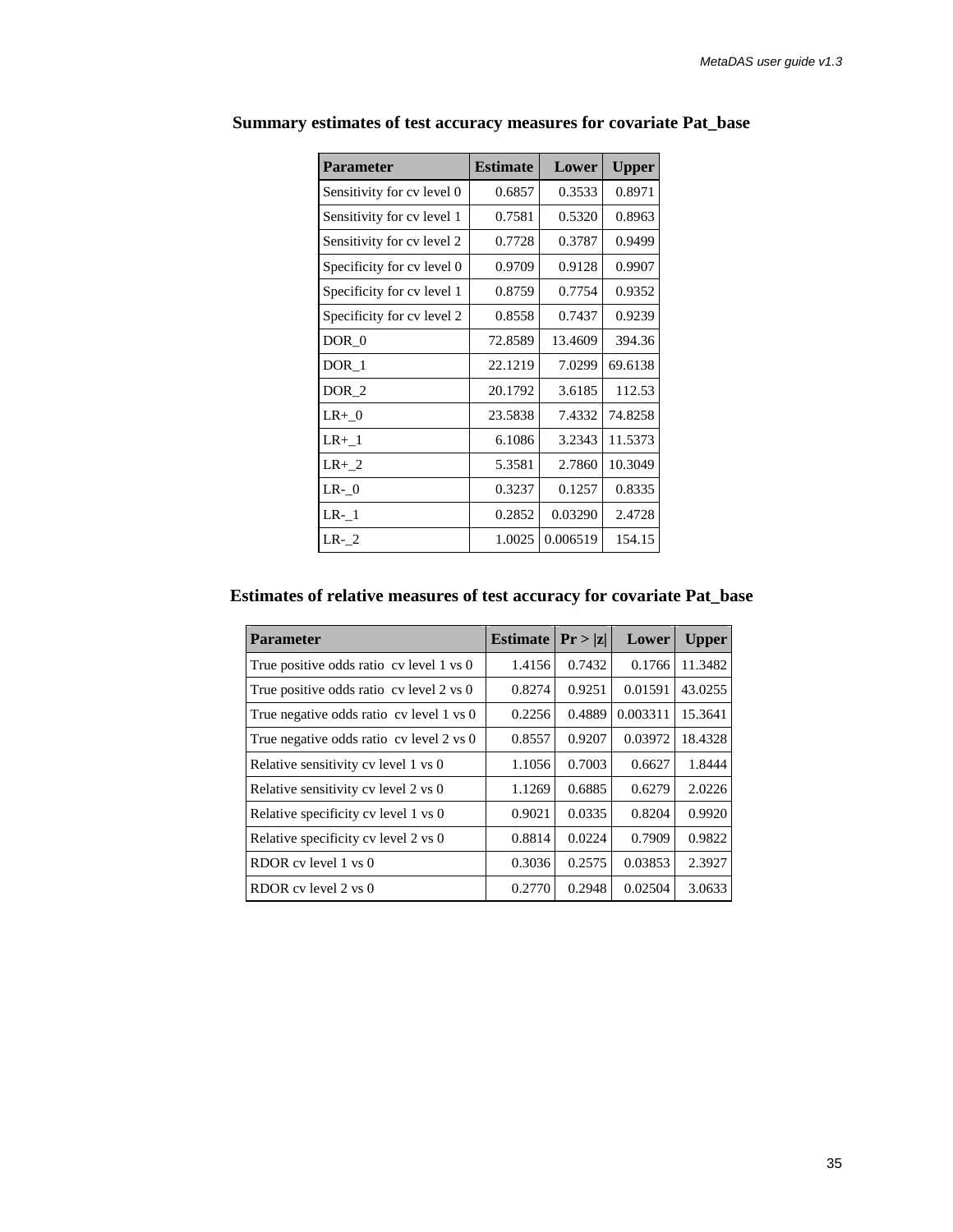### Summary estimates of test accuracy measures for covariate Pat_base

| Parameter | Estimate | Lower | Upper |
|---|---|---|---|
| Sensitivity for cv level 0 | 0.6857 | 0.3533 | 0.8971 |
| Sensitivity for cv level 1 | 0.7581 | 0.5320 | 0.8963 |
| Sensitivity for cv level 2 | 0.7728 | 0.3787 | 0.9499 |
| Specificity for cv level 0 | 0.9709 | 0.9128 | 0.9907 |
| Specificity for cv level 1 | 0.8759 | 0.7754 | 0.9352 |
| Specificity for cv level 2 | 0.8558 | 0.7437 | 0.9239 |
| DOR_0 | 72.8589 | 13.4609 | 394.36 |
| DOR_1 | 22.1219 | 7.0299 | 69.6138 |
| DOR_2 | 20.1792 | 3.6185 | 112.53 |
| LR+_0 | 23.5838 | 7.4332 | 74.8258 |
| LR+_1 | 6.1086 | 3.2343 | 11.5373 |
| LR+_2 | 5.3581 | 2.7860 | 10.3049 |
| LR-_0 | 0.3237 | 0.1257 | 0.8335 |
| LR-_1 | 0.2852 | 0.03290 | 2.4728 |
| LR-_2 | 1.0025 | 0.006519 | 154.15 |

### Estimates of relative measures of test accuracy for covariate Pat_base

| Parameter | Estimate | Pr > \|z\| | Lower | Upper |
|---|---|---|---|---|
| True positive odds ratio cv level 1 vs 0 | 1.4156 | 0.7432 | 0.1766 | 11.3482 |
| True positive odds ratio cv level 2 vs 0 | 0.8274 | 0.9251 | 0.01591 | 43.0255 |
| True negative odds ratio cv level 1 vs 0 | 0.2256 | 0.4889 | 0.003311 | 15.3641 |
| True negative odds ratio cv level 2 vs 0 | 0.8557 | 0.9207 | 0.03972 | 18.4328 |
| Relative sensitivity cv level 1 vs 0 | 1.1056 | 0.7003 | 0.6627 | 1.8444 |
| Relative sensitivity cv level 2 vs 0 | 1.1269 | 0.6885 | 0.6279 | 2.0226 |
| Relative specificity cv level 1 vs 0 | 0.9021 | 0.0335 | 0.8204 | 0.9920 |
| Relative specificity cv level 2 vs 0 | 0.8814 | 0.0224 | 0.7909 | 0.9822 |
| RDOR cv level 1 vs 0 | 0.3036 | 0.2575 | 0.03853 | 2.3927 |
| RDOR cv level 2 vs 0 | 0.2770 | 0.2948 | 0.02504 | 3.0633 |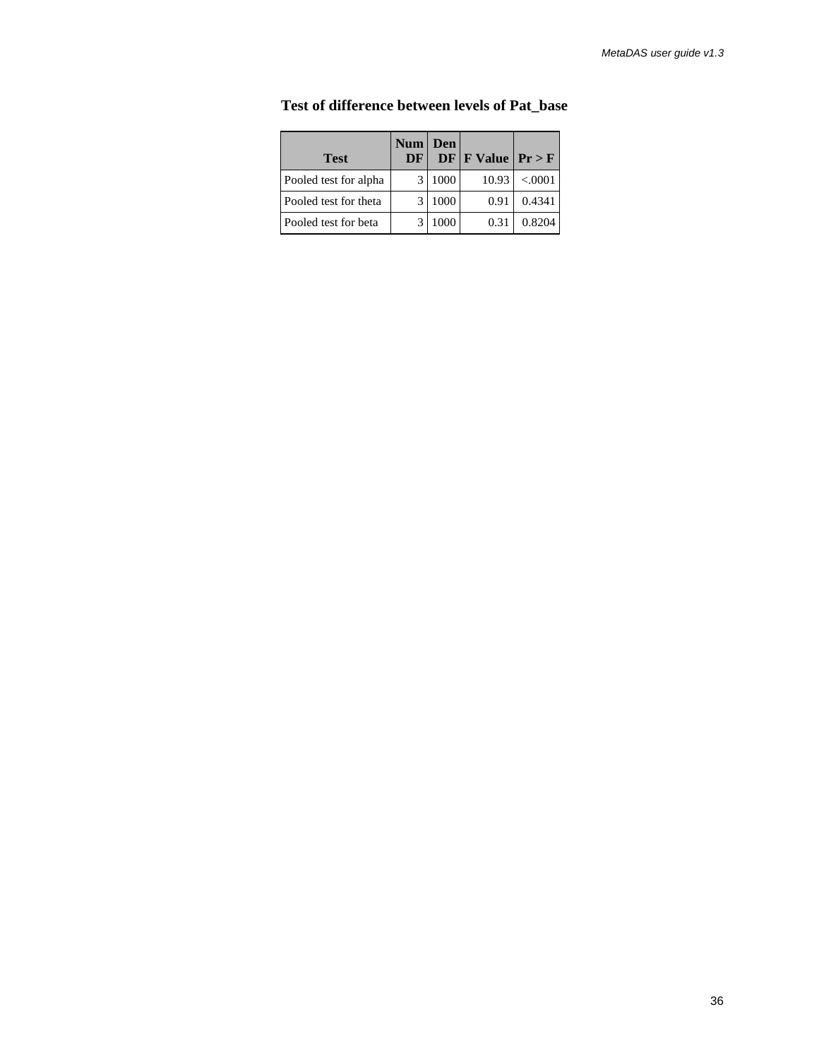**Test of difference between levels of Pat_base**

| Test | Num DF | Den DF | F Value | Pr > F |
|---|---|---|---|---|
| Pooled test for alpha | 3 | 1000 | 10.93 | <.0001 |
| Pooled test for theta | 3 | 1000 | 0.91 | 0.4341 |
| Pooled test for beta | 3 | 1000 | 0.31 | 0.8204 |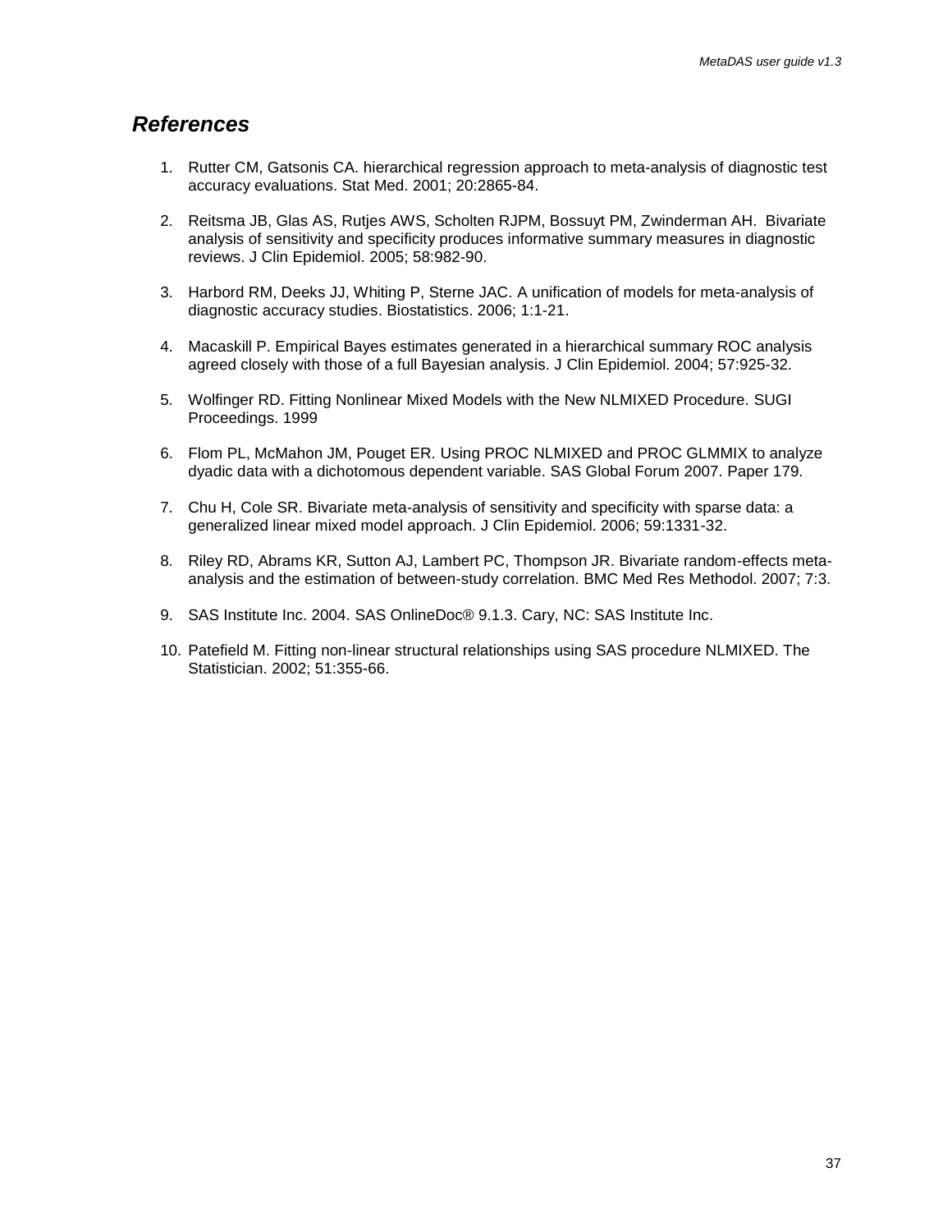## *References*

1. Rutter CM, Gatsonis CA. hierarchical regression approach to meta-analysis of diagnostic test accuracy evaluations. Stat Med. 2001; 20:2865-84.

2. Reitsma JB, Glas AS, Rutjes AWS, Scholten RJPM, Bossuyt PM, Zwinderman AH. Bivariate analysis of sensitivity and specificity produces informative summary measures in diagnostic reviews. J Clin Epidemiol. 2005; 58:982-90.

3. Harbord RM, Deeks JJ, Whiting P, Sterne JAC. A unification of models for meta-analysis of diagnostic accuracy studies. Biostatistics. 2006; 1:1-21.

4. Macaskill P. Empirical Bayes estimates generated in a hierarchical summary ROC analysis agreed closely with those of a full Bayesian analysis. J Clin Epidemiol. 2004; 57:925-32.

5. Wolfinger RD. Fitting Nonlinear Mixed Models with the New NLMIXED Procedure. SUGI Proceedings. 1999

6. Flom PL, McMahon JM, Pouget ER. Using PROC NLMIXED and PROC GLMMIX to analyze dyadic data with a dichotomous dependent variable. SAS Global Forum 2007. Paper 179.

7. Chu H, Cole SR. Bivariate meta-analysis of sensitivity and specificity with sparse data: a generalized linear mixed model approach. J Clin Epidemiol. 2006; 59:1331-32.

8. Riley RD, Abrams KR, Sutton AJ, Lambert PC, Thompson JR. Bivariate random-effects meta-analysis and the estimation of between-study correlation. BMC Med Res Methodol. 2007; 7:3.

9. SAS Institute Inc. 2004. SAS OnlineDoc® 9.1.3. Cary, NC: SAS Institute Inc.

10. Patefield M. Fitting non-linear structural relationships using SAS procedure NLMIXED. The Statistician. 2002; 51:355-66.